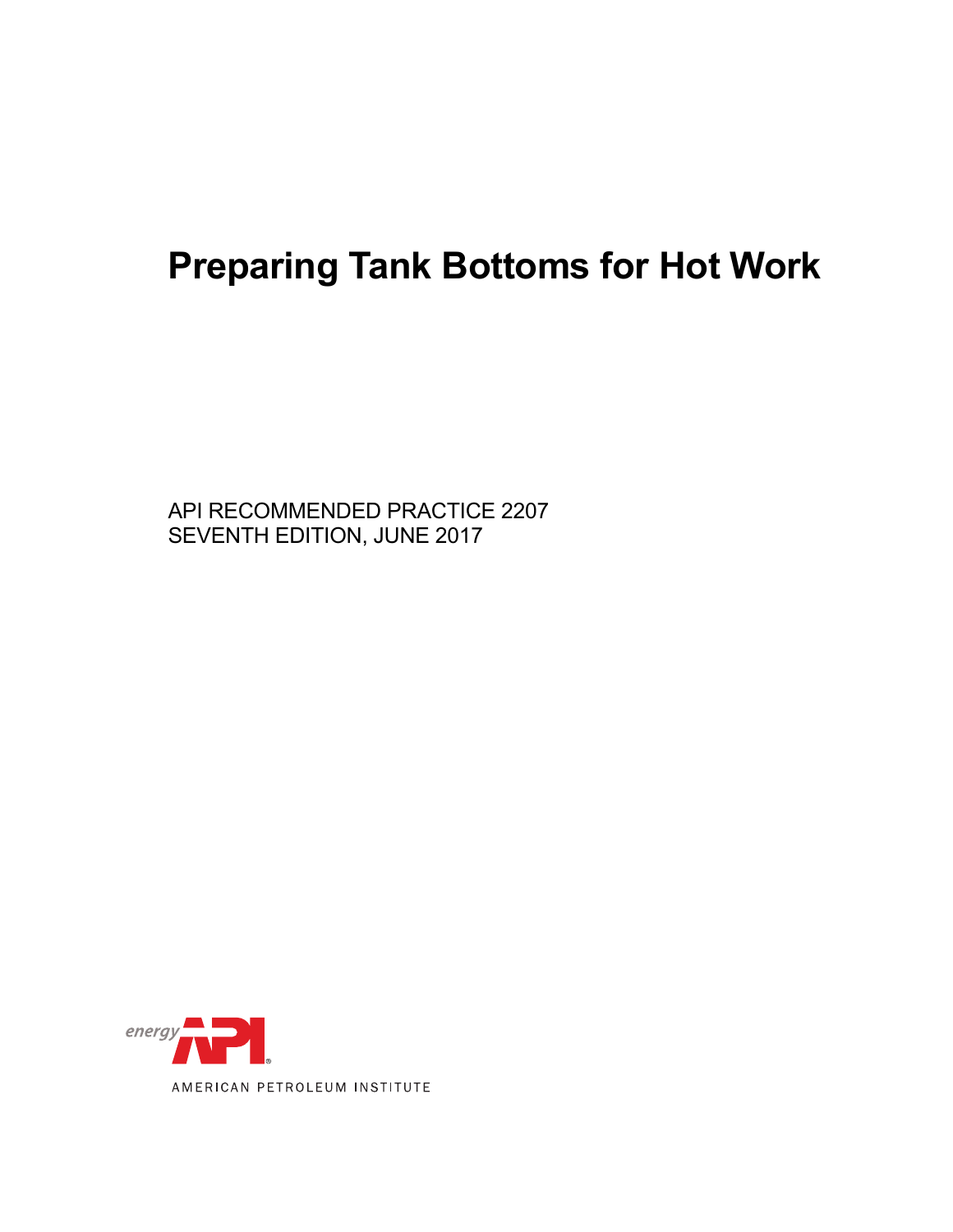# Preparing Tank Bottoms for Hot Work

API RECOMMENDED PRACTICE 2207
SEVENTH EDITION, JUNE 2017

energy API

AMERICAN PETROLEUM INSTITUTE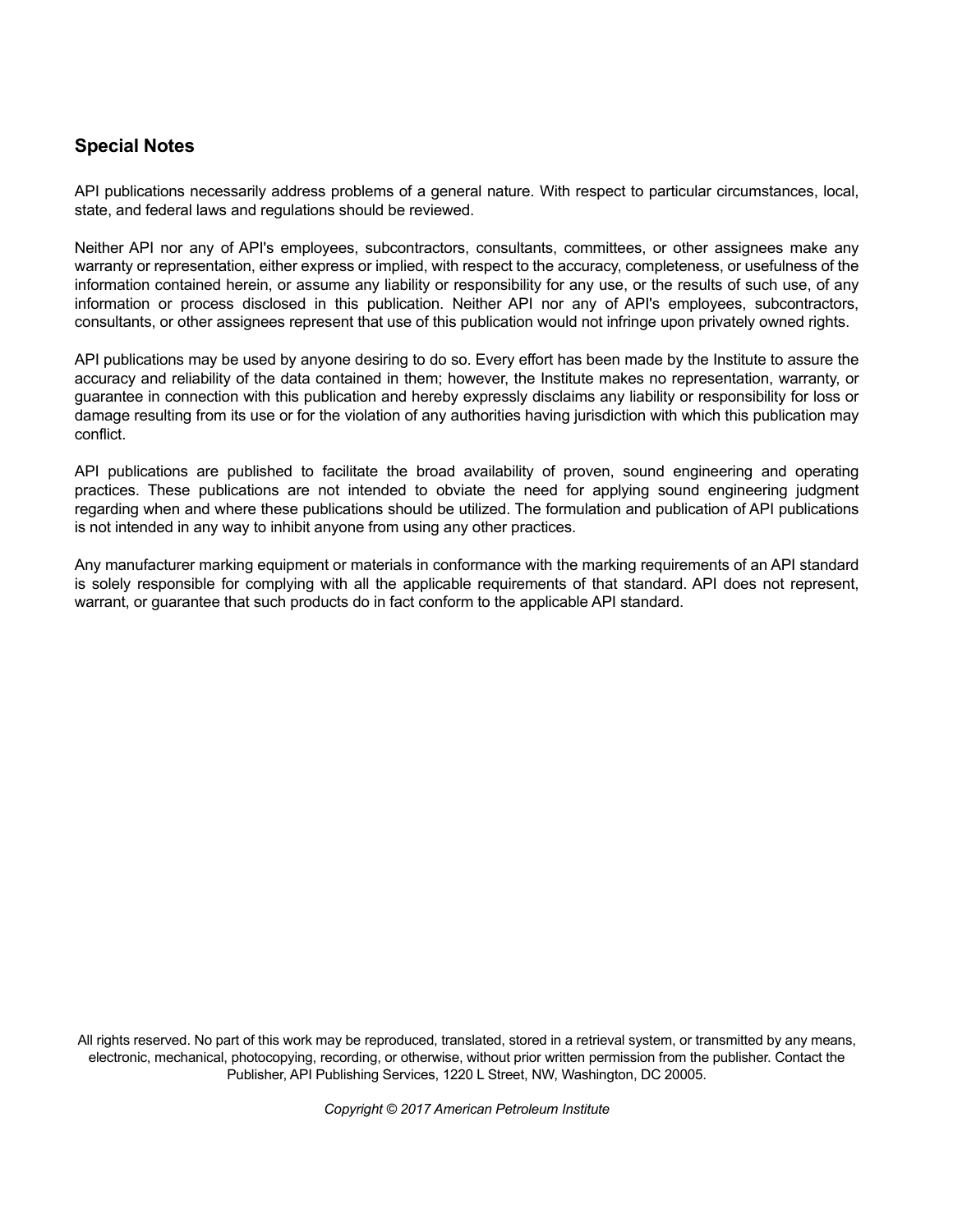## Special Notes

API publications necessarily address problems of a general nature. With respect to particular circumstances, local, state, and federal laws and regulations should be reviewed.

Neither API nor any of API's employees, subcontractors, consultants, committees, or other assignees make any warranty or representation, either express or implied, with respect to the accuracy, completeness, or usefulness of the information contained herein, or assume any liability or responsibility for any use, or the results of such use, of any information or process disclosed in this publication. Neither API nor any of API's employees, subcontractors, consultants, or other assignees represent that use of this publication would not infringe upon privately owned rights.

API publications may be used by anyone desiring to do so. Every effort has been made by the Institute to assure the accuracy and reliability of the data contained in them; however, the Institute makes no representation, warranty, or guarantee in connection with this publication and hereby expressly disclaims any liability or responsibility for loss or damage resulting from its use or for the violation of any authorities having jurisdiction with which this publication may conflict.

API publications are published to facilitate the broad availability of proven, sound engineering and operating practices. These publications are not intended to obviate the need for applying sound engineering judgment regarding when and where these publications should be utilized. The formulation and publication of API publications is not intended in any way to inhibit anyone from using any other practices.

Any manufacturer marking equipment or materials in conformance with the marking requirements of an API standard is solely responsible for complying with all the applicable requirements of that standard. API does not represent, warrant, or guarantee that such products do in fact conform to the applicable API standard.

All rights reserved. No part of this work may be reproduced, translated, stored in a retrieval system, or transmitted by any means, electronic, mechanical, photocopying, recording, or otherwise, without prior written permission from the publisher. Contact the Publisher, API Publishing Services, 1220 L Street, NW, Washington, DC 20005.

*Copyright © 2017 American Petroleum Institute*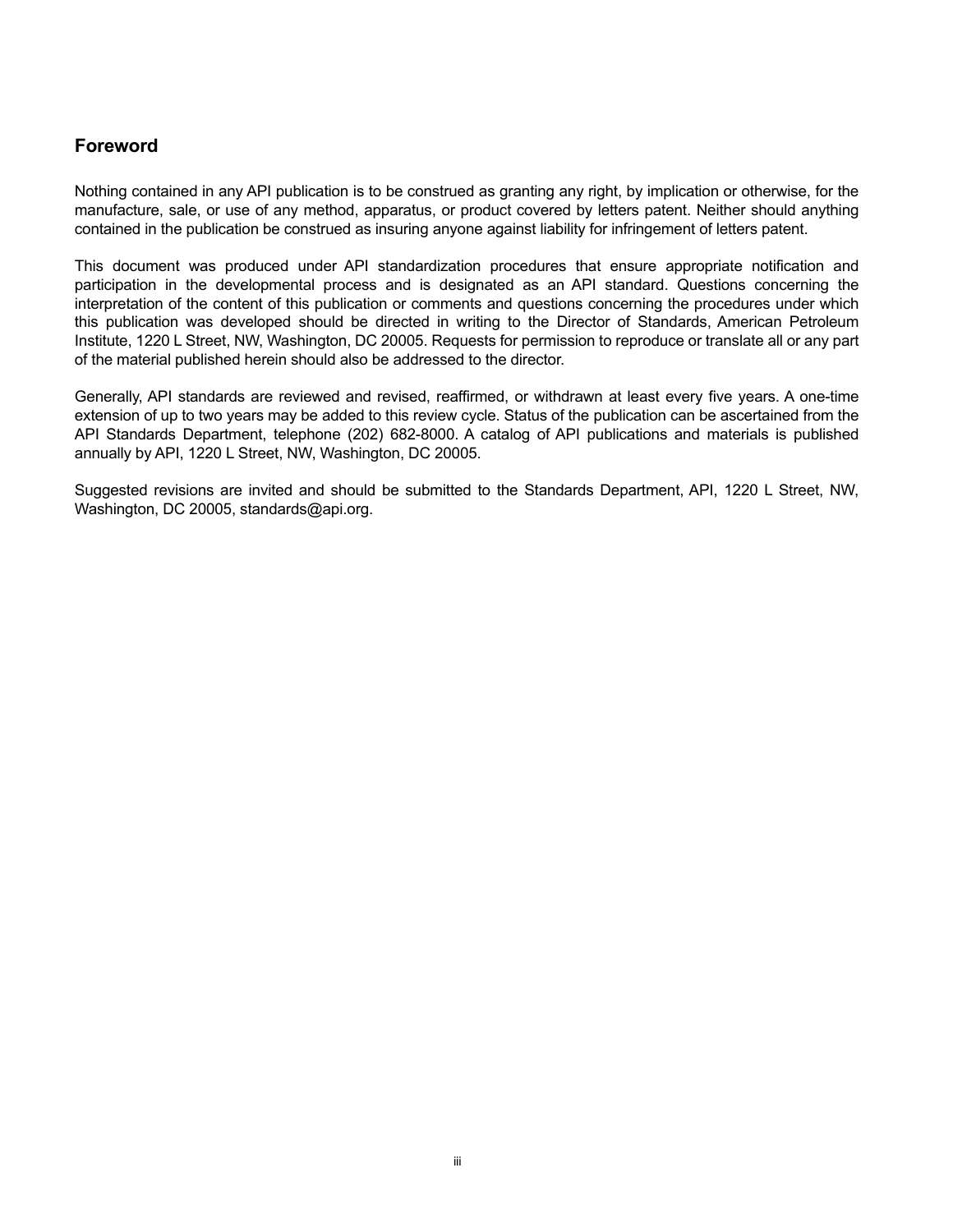## Foreword

Nothing contained in any API publication is to be construed as granting any right, by implication or otherwise, for the manufacture, sale, or use of any method, apparatus, or product covered by letters patent. Neither should anything contained in the publication be construed as insuring anyone against liability for infringement of letters patent.

This document was produced under API standardization procedures that ensure appropriate notification and participation in the developmental process and is designated as an API standard. Questions concerning the interpretation of the content of this publication or comments and questions concerning the procedures under which this publication was developed should be directed in writing to the Director of Standards, American Petroleum Institute, 1220 L Street, NW, Washington, DC 20005. Requests for permission to reproduce or translate all or any part of the material published herein should also be addressed to the director.

Generally, API standards are reviewed and revised, reaffirmed, or withdrawn at least every five years. A one-time extension of up to two years may be added to this review cycle. Status of the publication can be ascertained from the API Standards Department, telephone (202) 682-8000. A catalog of API publications and materials is published annually by API, 1220 L Street, NW, Washington, DC 20005.

Suggested revisions are invited and should be submitted to the Standards Department, API, 1220 L Street, NW, Washington, DC 20005, standards@api.org.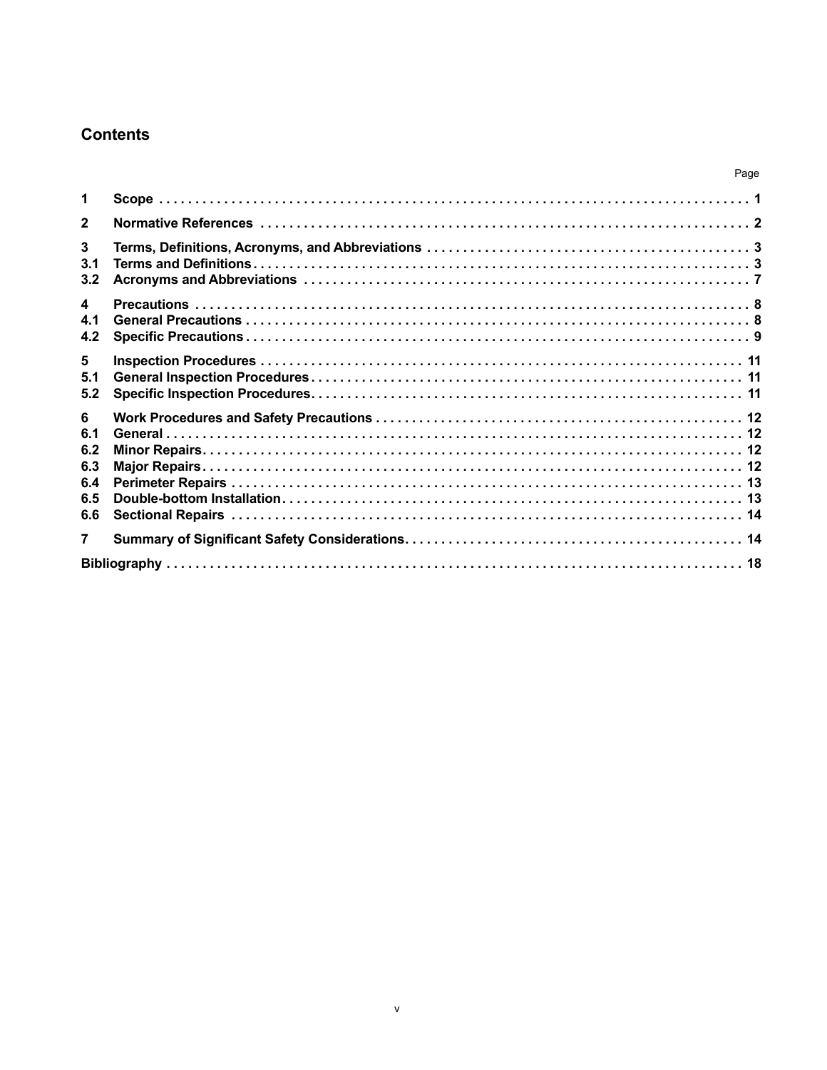## Contents

| | | Page |
|---|---|---|
| 1 | Scope | 1 |
| 2 | Normative References | 2 |
| 3 | Terms, Definitions, Acronyms, and Abbreviations | 3 |
| 3.1 | Terms and Definitions | 3 |
| 3.2 | Acronyms and Abbreviations | 7 |
| 4 | Precautions | 8 |
| 4.1 | General Precautions | 8 |
| 4.2 | Specific Precautions | 9 |
| 5 | Inspection Procedures | 11 |
| 5.1 | General Inspection Procedures | 11 |
| 5.2 | Specific Inspection Procedures | 11 |
| 6 | Work Procedures and Safety Precautions | 12 |
| 6.1 | General | 12 |
| 6.2 | Minor Repairs | 12 |
| 6.3 | Major Repairs | 12 |
| 6.4 | Perimeter Repairs | 13 |
| 6.5 | Double-bottom Installation | 13 |
| 6.6 | Sectional Repairs | 14 |
| 7 | Summary of Significant Safety Considerations | 14 |
| Bibliography | | 18 |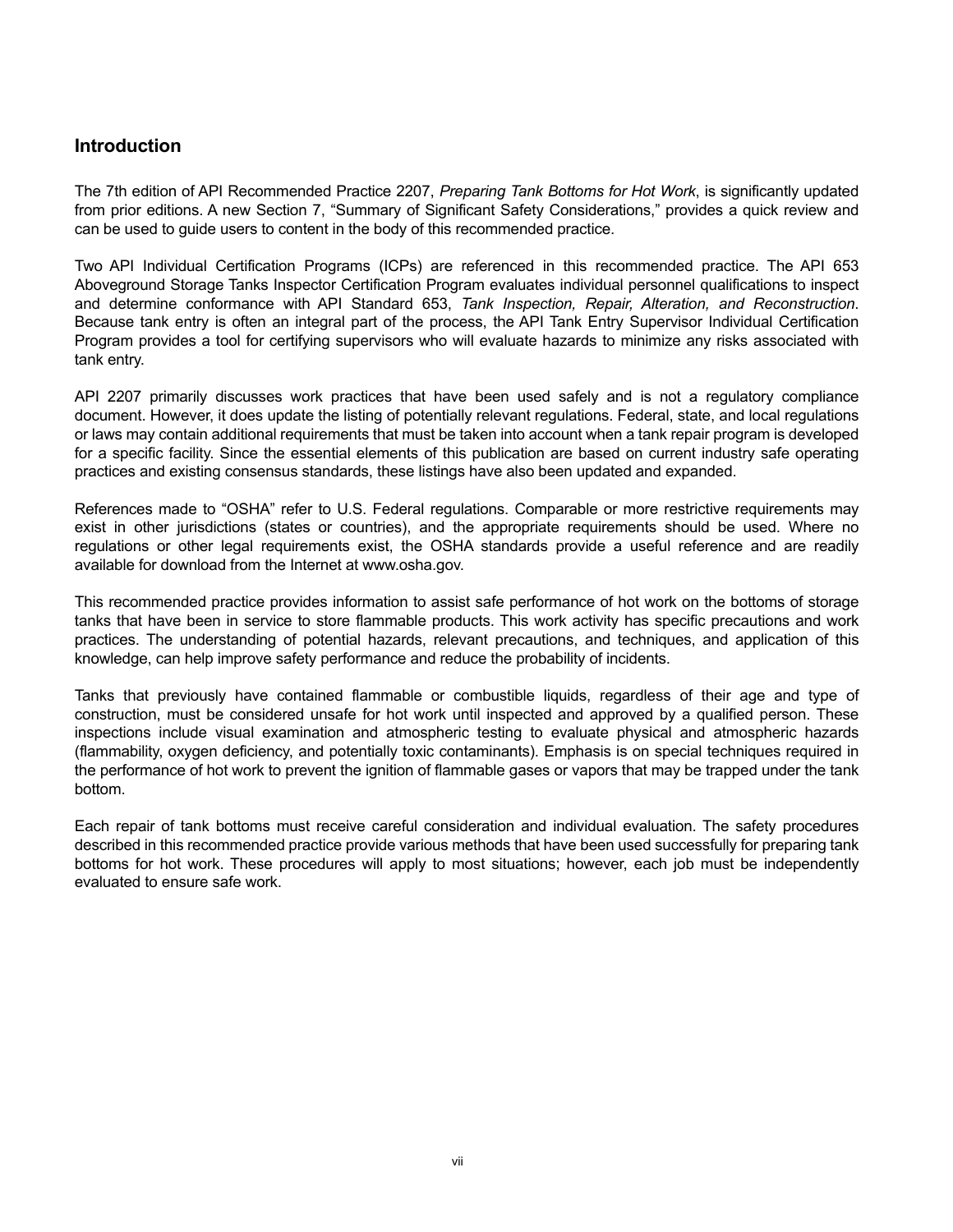## Introduction

The 7th edition of API Recommended Practice 2207, *Preparing Tank Bottoms for Hot Work*, is significantly updated from prior editions. A new Section 7, "Summary of Significant Safety Considerations," provides a quick review and can be used to guide users to content in the body of this recommended practice.

Two API Individual Certification Programs (ICPs) are referenced in this recommended practice. The API 653 Aboveground Storage Tanks Inspector Certification Program evaluates individual personnel qualifications to inspect and determine conformance with API Standard 653, *Tank Inspection, Repair, Alteration, and Reconstruction*. Because tank entry is often an integral part of the process, the API Tank Entry Supervisor Individual Certification Program provides a tool for certifying supervisors who will evaluate hazards to minimize any risks associated with tank entry.

API 2207 primarily discusses work practices that have been used safely and is not a regulatory compliance document. However, it does update the listing of potentially relevant regulations. Federal, state, and local regulations or laws may contain additional requirements that must be taken into account when a tank repair program is developed for a specific facility. Since the essential elements of this publication are based on current industry safe operating practices and existing consensus standards, these listings have also been updated and expanded.

References made to "OSHA" refer to U.S. Federal regulations. Comparable or more restrictive requirements may exist in other jurisdictions (states or countries), and the appropriate requirements should be used. Where no regulations or other legal requirements exist, the OSHA standards provide a useful reference and are readily available for download from the Internet at www.osha.gov.

This recommended practice provides information to assist safe performance of hot work on the bottoms of storage tanks that have been in service to store flammable products. This work activity has specific precautions and work practices. The understanding of potential hazards, relevant precautions, and techniques, and application of this knowledge, can help improve safety performance and reduce the probability of incidents.

Tanks that previously have contained flammable or combustible liquids, regardless of their age and type of construction, must be considered unsafe for hot work until inspected and approved by a qualified person. These inspections include visual examination and atmospheric testing to evaluate physical and atmospheric hazards (flammability, oxygen deficiency, and potentially toxic contaminants). Emphasis is on special techniques required in the performance of hot work to prevent the ignition of flammable gases or vapors that may be trapped under the tank bottom.

Each repair of tank bottoms must receive careful consideration and individual evaluation. The safety procedures described in this recommended practice provide various methods that have been used successfully for preparing tank bottoms for hot work. These procedures will apply to most situations; however, each job must be independently evaluated to ensure safe work.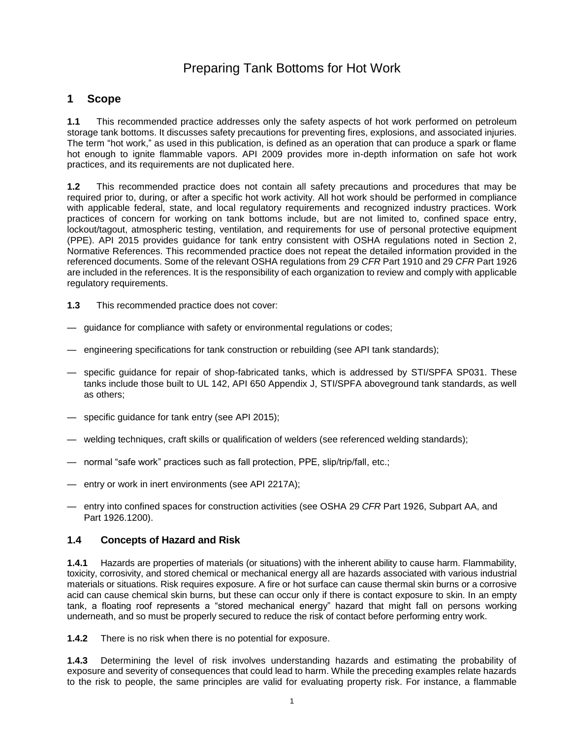# Preparing Tank Bottoms for Hot Work

## 1 Scope

**1.1** This recommended practice addresses only the safety aspects of hot work performed on petroleum storage tank bottoms. It discusses safety precautions for preventing fires, explosions, and associated injuries. The term "hot work," as used in this publication, is defined as an operation that can produce a spark or flame hot enough to ignite flammable vapors. API 2009 provides more in-depth information on safe hot work practices, and its requirements are not duplicated here.

**1.2** This recommended practice does not contain all safety precautions and procedures that may be required prior to, during, or after a specific hot work activity. All hot work should be performed in compliance with applicable federal, state, and local regulatory requirements and recognized industry practices. Work practices of concern for working on tank bottoms include, but are not limited to, confined space entry, lockout/tagout, atmospheric testing, ventilation, and requirements for use of personal protective equipment (PPE). API 2015 provides guidance for tank entry consistent with OSHA regulations noted in Section 2, Normative References. This recommended practice does not repeat the detailed information provided in the referenced documents. Some of the relevant OSHA regulations from 29 *CFR* Part 1910 and 29 *CFR* Part 1926 are included in the references. It is the responsibility of each organization to review and comply with applicable regulatory requirements.

**1.3** This recommended practice does not cover:

- guidance for compliance with safety or environmental regulations or codes;
- engineering specifications for tank construction or rebuilding (see API tank standards);
- specific guidance for repair of shop-fabricated tanks, which is addressed by STI/SPFA SP031. These tanks include those built to UL 142, API 650 Appendix J, STI/SPFA aboveground tank standards, as well as others;
- specific guidance for tank entry (see API 2015);
- welding techniques, craft skills or qualification of welders (see referenced welding standards);
- normal "safe work" practices such as fall protection, PPE, slip/trip/fall, etc.;
- entry or work in inert environments (see API 2217A);
- entry into confined spaces for construction activities (see OSHA 29 *CFR* Part 1926, Subpart AA, and Part 1926.1200).

### 1.4 Concepts of Hazard and Risk

**1.4.1** Hazards are properties of materials (or situations) with the inherent ability to cause harm. Flammability, toxicity, corrosivity, and stored chemical or mechanical energy all are hazards associated with various industrial materials or situations. Risk requires exposure. A fire or hot surface can cause thermal skin burns or a corrosive acid can cause chemical skin burns, but these can occur only if there is contact exposure to skin. In an empty tank, a floating roof represents a "stored mechanical energy" hazard that might fall on persons working underneath, and so must be properly secured to reduce the risk of contact before performing entry work.

**1.4.2** There is no risk when there is no potential for exposure.

**1.4.3** Determining the level of risk involves understanding hazards and estimating the probability of exposure and severity of consequences that could lead to harm. While the preceding examples relate hazards to the risk to people, the same principles are valid for evaluating property risk. For instance, a flammable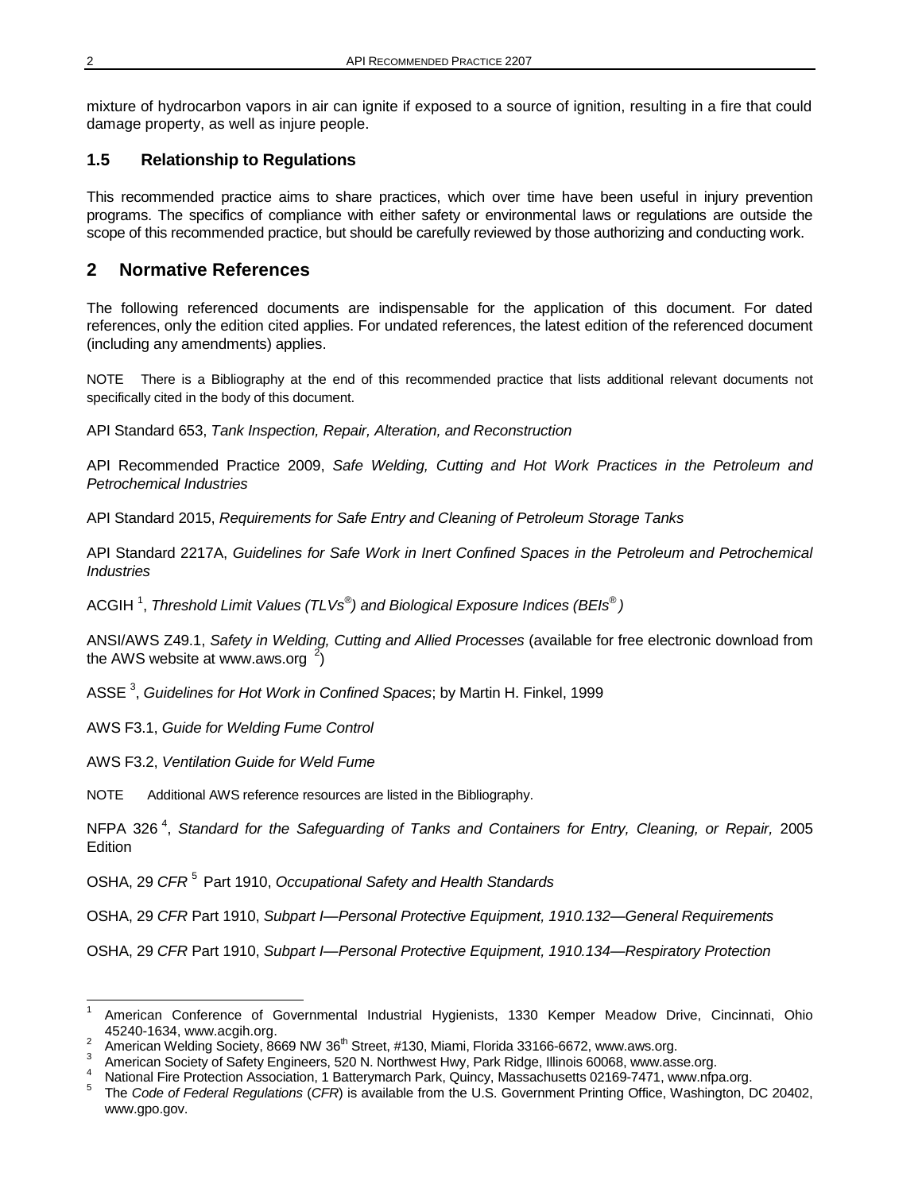mixture of hydrocarbon vapors in air can ignite if exposed to a source of ignition, resulting in a fire that could damage property, as well as injure people.

### 1.5 Relationship to Regulations

This recommended practice aims to share practices, which over time have been useful in injury prevention programs. The specifics of compliance with either safety or environmental laws or regulations are outside the scope of this recommended practice, but should be carefully reviewed by those authorizing and conducting work.

## 2 Normative References

The following referenced documents are indispensable for the application of this document. For dated references, only the edition cited applies. For undated references, the latest edition of the referenced document (including any amendments) applies.

NOTE There is a Bibliography at the end of this recommended practice that lists additional relevant documents not specifically cited in the body of this document.

API Standard 653, *Tank Inspection, Repair, Alteration, and Reconstruction*

API Recommended Practice 2009, *Safe Welding, Cutting and Hot Work Practices in the Petroleum and Petrochemical Industries*

API Standard 2015, *Requirements for Safe Entry and Cleaning of Petroleum Storage Tanks*

API Standard 2217A, *Guidelines for Safe Work in Inert Confined Spaces in the Petroleum and Petrochemical Industries*

ACGIH [1], *Threshold Limit Values (TLVs®) and Biological Exposure Indices (BEIs®)*

ANSI/AWS Z49.1, *Safety in Welding, Cutting and Allied Processes* (available for free electronic download from the AWS website at www.aws.org [2])

ASSE [3], *Guidelines for Hot Work in Confined Spaces*; by Martin H. Finkel, 1999

AWS F3.1, *Guide for Welding Fume Control*

AWS F3.2, *Ventilation Guide for Weld Fume*

NOTE Additional AWS reference resources are listed in the Bibliography.

NFPA 326 [4], *Standard for the Safeguarding of Tanks and Containers for Entry, Cleaning, or Repair,* 2005 Edition

OSHA, 29 *CFR* [5] Part 1910, *Occupational Safety and Health Standards*

OSHA, 29 *CFR* Part 1910, *Subpart I—Personal Protective Equipment, 1910.132—General Requirements*

OSHA, 29 *CFR* Part 1910, *Subpart I—Personal Protective Equipment, 1910.134—Respiratory Protection*

---

1 American Conference of Governmental Industrial Hygienists, 1330 Kemper Meadow Drive, Cincinnati, Ohio 45240-1634, www.acgih.org.

2 American Welding Society, 8669 NW 36th Street, #130, Miami, Florida 33166-6672, www.aws.org.

3 American Society of Safety Engineers, 520 N. Northwest Hwy, Park Ridge, Illinois 60068, www.asse.org.

4 National Fire Protection Association, 1 Batterymarch Park, Quincy, Massachusetts 02169-7471, www.nfpa.org.

5 The *Code of Federal Regulations* (*CFR*) is available from the U.S. Government Printing Office, Washington, DC 20402, www.gpo.gov.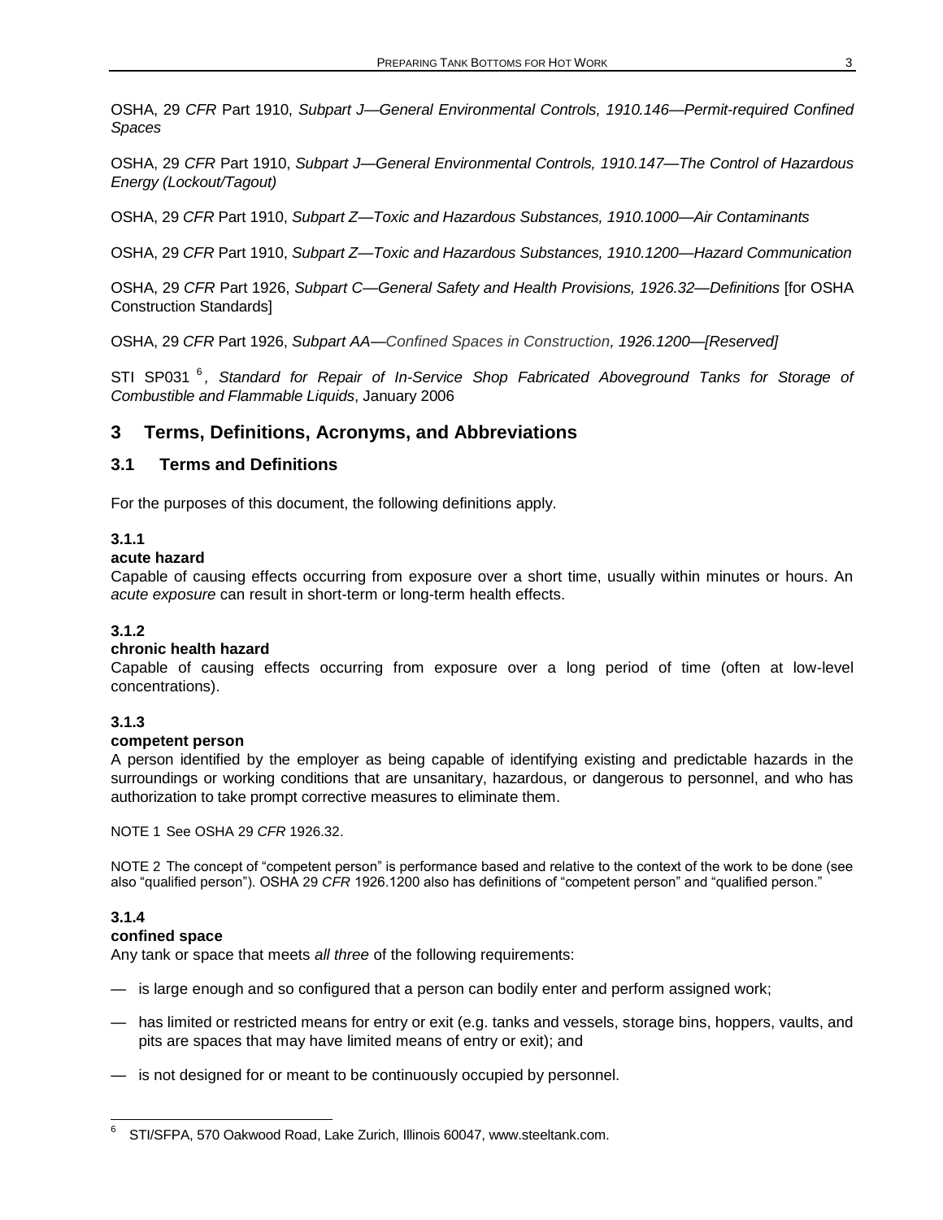OSHA, 29 *CFR* Part 1910, *Subpart J—General Environmental Controls, 1910.146—Permit-required Confined Spaces*

OSHA, 29 *CFR* Part 1910, *Subpart J—General Environmental Controls, 1910.147—The Control of Hazardous Energy (Lockout/Tagout)*

OSHA, 29 *CFR* Part 1910, *Subpart Z—Toxic and Hazardous Substances, 1910.1000—Air Contaminants*

OSHA, 29 *CFR* Part 1910, *Subpart Z—Toxic and Hazardous Substances, 1910.1200—Hazard Communication*

OSHA, 29 *CFR* Part 1926, *Subpart C—General Safety and Health Provisions, 1926.32—Definitions* [for OSHA Construction Standards]

OSHA, 29 *CFR* Part 1926, *Subpart AA—Confined Spaces in Construction, 1926.1200—[Reserved]*

STI SP031 [6], *Standard for Repair of In-Service Shop Fabricated Aboveground Tanks for Storage of Combustible and Flammable Liquids*, January 2006

## 3 Terms, Definitions, Acronyms, and Abbreviations

### 3.1 Terms and Definitions

For the purposes of this document, the following definitions apply.

**3.1.1**

**acute hazard**

Capable of causing effects occurring from exposure over a short time, usually within minutes or hours. An *acute exposure* can result in short-term or long-term health effects.

**3.1.2**

**chronic health hazard**

Capable of causing effects occurring from exposure over a long period of time (often at low-level concentrations).

**3.1.3**

**competent person**

A person identified by the employer as being capable of identifying existing and predictable hazards in the surroundings or working conditions that are unsanitary, hazardous, or dangerous to personnel, and who has authorization to take prompt corrective measures to eliminate them.

NOTE 1 See OSHA 29 *CFR* 1926.32.

NOTE 2 The concept of "competent person" is performance based and relative to the context of the work to be done (see also "qualified person"). OSHA 29 *CFR* 1926.1200 also has definitions of "competent person" and "qualified person."

**3.1.4**

**confined space**

Any tank or space that meets *all three* of the following requirements:

— is large enough and so configured that a person can bodily enter and perform assigned work;

— has limited or restricted means for entry or exit (e.g. tanks and vessels, storage bins, hoppers, vaults, and pits are spaces that may have limited means of entry or exit); and

— is not designed for or meant to be continuously occupied by personnel.

---

[6] STI/SFPA, 570 Oakwood Road, Lake Zurich, Illinois 60047, www.steeltank.com.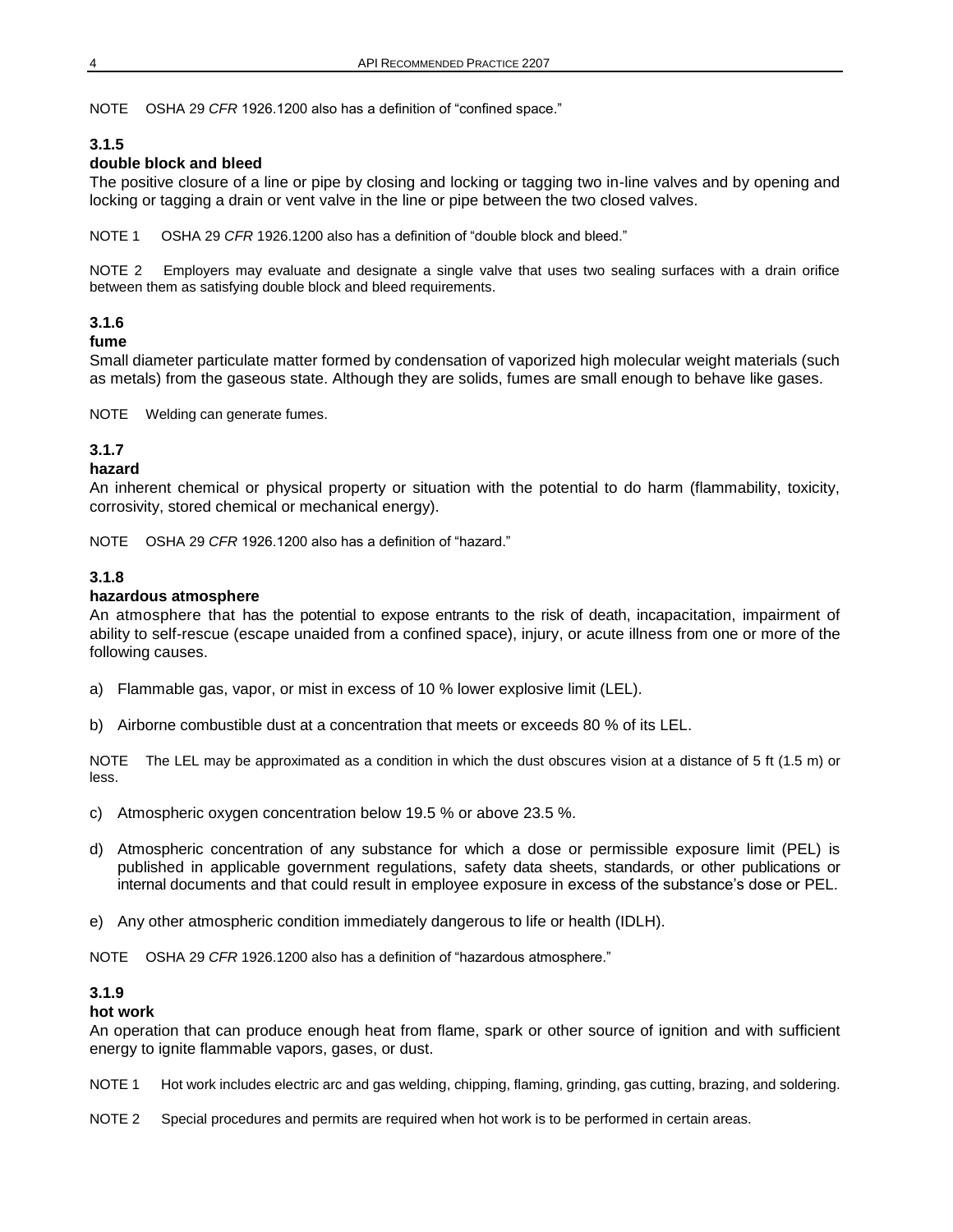NOTE OSHA 29 *CFR* 1926.1200 also has a definition of "confined space."

### 3.1.5
**double block and bleed**

The positive closure of a line or pipe by closing and locking or tagging two in-line valves and by opening and locking or tagging a drain or vent valve in the line or pipe between the two closed valves.

NOTE 1 OSHA 29 *CFR* 1926.1200 also has a definition of "double block and bleed."

NOTE 2 Employers may evaluate and designate a single valve that uses two sealing surfaces with a drain orifice between them as satisfying double block and bleed requirements.

### 3.1.6
**fume**

Small diameter particulate matter formed by condensation of vaporized high molecular weight materials (such as metals) from the gaseous state. Although they are solids, fumes are small enough to behave like gases.

NOTE Welding can generate fumes.

### 3.1.7
**hazard**

An inherent chemical or physical property or situation with the potential to do harm (flammability, toxicity, corrosivity, stored chemical or mechanical energy).

NOTE OSHA 29 *CFR* 1926.1200 also has a definition of "hazard."

### 3.1.8
**hazardous atmosphere**

An atmosphere that has the potential to expose entrants to the risk of death, incapacitation, impairment of ability to self-rescue (escape unaided from a confined space), injury, or acute illness from one or more of the following causes.

a) Flammable gas, vapor, or mist in excess of 10 % lower explosive limit (LEL).

b) Airborne combustible dust at a concentration that meets or exceeds 80 % of its LEL.

NOTE The LEL may be approximated as a condition in which the dust obscures vision at a distance of 5 ft (1.5 m) or less.

c) Atmospheric oxygen concentration below 19.5 % or above 23.5 %.

d) Atmospheric concentration of any substance for which a dose or permissible exposure limit (PEL) is published in applicable government regulations, safety data sheets, standards, or other publications or internal documents and that could result in employee exposure in excess of the substance's dose or PEL.

e) Any other atmospheric condition immediately dangerous to life or health (IDLH).

NOTE OSHA 29 *CFR* 1926.1200 also has a definition of "hazardous atmosphere."

### 3.1.9
**hot work**

An operation that can produce enough heat from flame, spark or other source of ignition and with sufficient energy to ignite flammable vapors, gases, or dust.

NOTE 1 Hot work includes electric arc and gas welding, chipping, flaming, grinding, gas cutting, brazing, and soldering.

NOTE 2 Special procedures and permits are required when hot work is to be performed in certain areas.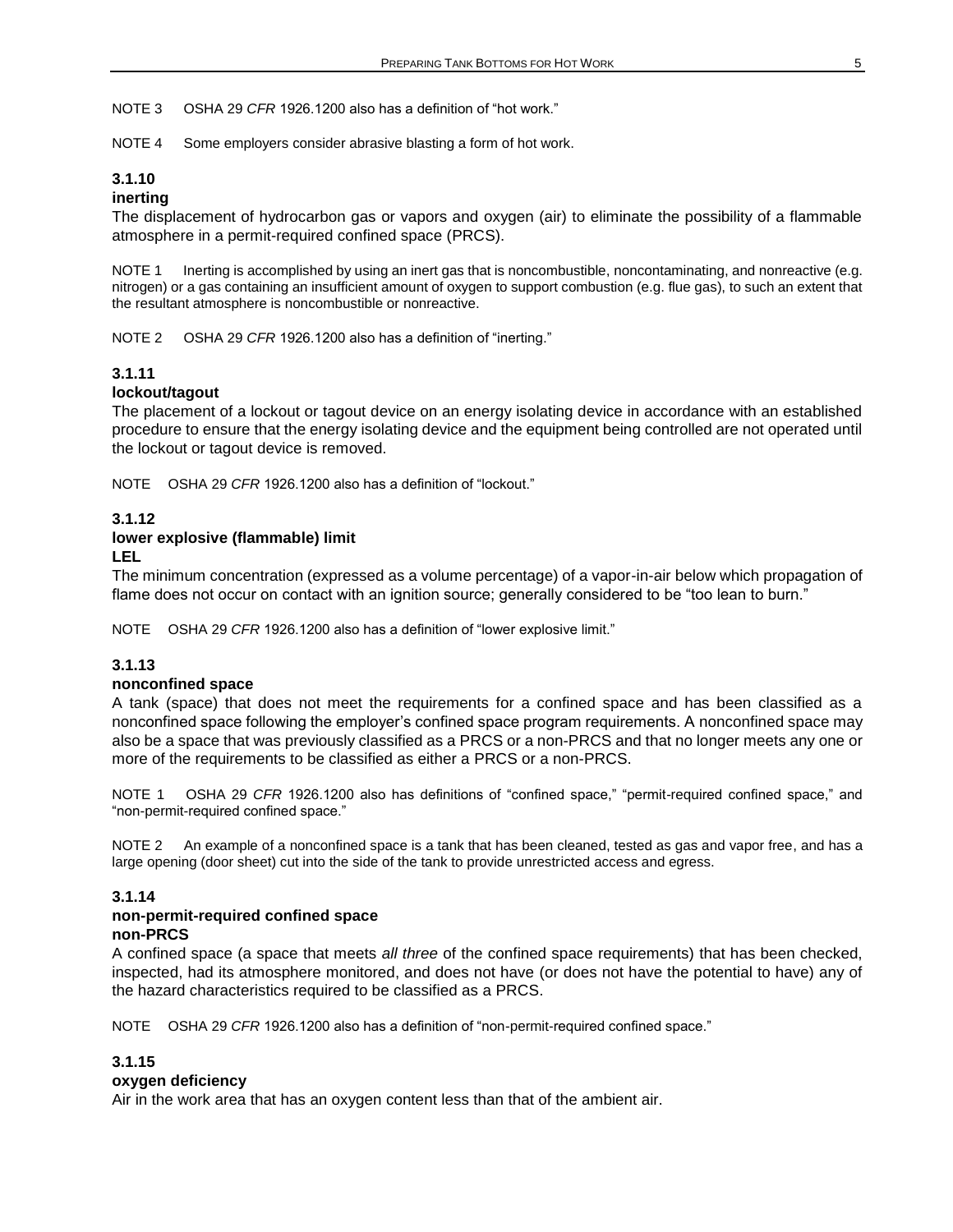NOTE 3 OSHA 29 *CFR* 1926.1200 also has a definition of "hot work."

NOTE 4 Some employers consider abrasive blasting a form of hot work.

### 3.1.10
**inerting**

The displacement of hydrocarbon gas or vapors and oxygen (air) to eliminate the possibility of a flammable atmosphere in a permit-required confined space (PRCS).

NOTE 1 Inerting is accomplished by using an inert gas that is noncombustible, noncontaminating, and nonreactive (e.g. nitrogen) or a gas containing an insufficient amount of oxygen to support combustion (e.g. flue gas), to such an extent that the resultant atmosphere is noncombustible or nonreactive.

NOTE 2 OSHA 29 *CFR* 1926.1200 also has a definition of "inerting."

### 3.1.11
**lockout/tagout**

The placement of a lockout or tagout device on an energy isolating device in accordance with an established procedure to ensure that the energy isolating device and the equipment being controlled are not operated until the lockout or tagout device is removed.

NOTE OSHA 29 *CFR* 1926.1200 also has a definition of "lockout."

### 3.1.12
**lower explosive (flammable) limit**
**LEL**

The minimum concentration (expressed as a volume percentage) of a vapor-in-air below which propagation of flame does not occur on contact with an ignition source; generally considered to be "too lean to burn."

NOTE OSHA 29 *CFR* 1926.1200 also has a definition of "lower explosive limit."

### 3.1.13
**nonconfined space**

A tank (space) that does not meet the requirements for a confined space and has been classified as a nonconfined space following the employer's confined space program requirements. A nonconfined space may also be a space that was previously classified as a PRCS or a non-PRCS and that no longer meets any one or more of the requirements to be classified as either a PRCS or a non-PRCS.

NOTE 1 OSHA 29 *CFR* 1926.1200 also has definitions of "confined space," "permit-required confined space," and "non-permit-required confined space."

NOTE 2 An example of a nonconfined space is a tank that has been cleaned, tested as gas and vapor free, and has a large opening (door sheet) cut into the side of the tank to provide unrestricted access and egress.

### 3.1.14
**non-permit-required confined space**
**non-PRCS**

A confined space (a space that meets *all three* of the confined space requirements) that has been checked, inspected, had its atmosphere monitored, and does not have (or does not have the potential to have) any of the hazard characteristics required to be classified as a PRCS.

NOTE OSHA 29 *CFR* 1926.1200 also has a definition of "non-permit-required confined space."

### 3.1.15
**oxygen deficiency**

Air in the work area that has an oxygen content less than that of the ambient air.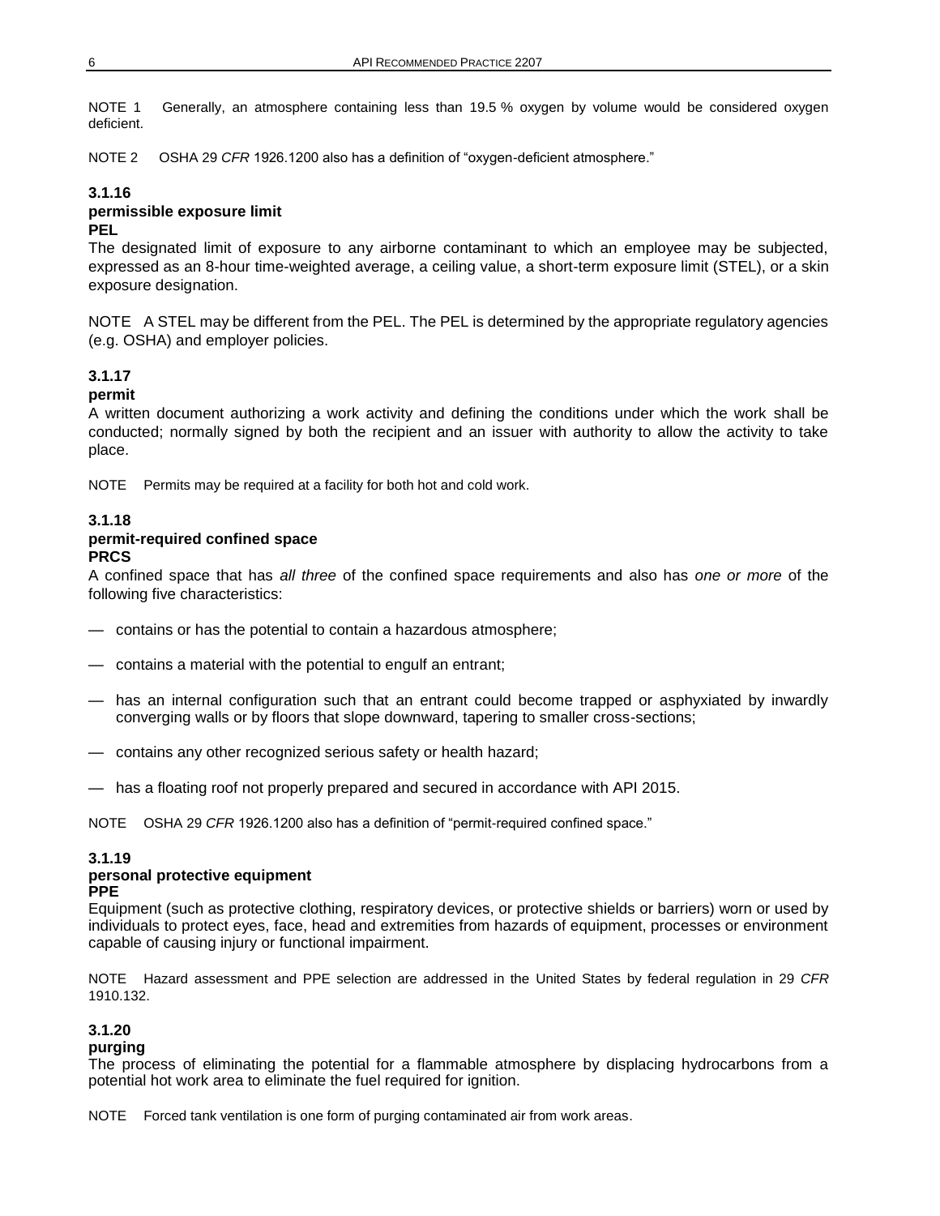NOTE 1 Generally, an atmosphere containing less than 19.5 % oxygen by volume would be considered oxygen deficient.

NOTE 2 OSHA 29 *CFR* 1926.1200 also has a definition of "oxygen-deficient atmosphere."

**3.1.16**
**permissible exposure limit**
**PEL**

The designated limit of exposure to any airborne contaminant to which an employee may be subjected, expressed as an 8-hour time-weighted average, a ceiling value, a short-term exposure limit (STEL), or a skin exposure designation.

NOTE A STEL may be different from the PEL. The PEL is determined by the appropriate regulatory agencies (e.g. OSHA) and employer policies.

**3.1.17**
**permit**

A written document authorizing a work activity and defining the conditions under which the work shall be conducted; normally signed by both the recipient and an issuer with authority to allow the activity to take place.

NOTE Permits may be required at a facility for both hot and cold work.

**3.1.18**
**permit-required confined space**
**PRCS**

A confined space that has *all three* of the confined space requirements and also has *one or more* of the following five characteristics:

— contains or has the potential to contain a hazardous atmosphere;

— contains a material with the potential to engulf an entrant;

— has an internal configuration such that an entrant could become trapped or asphyxiated by inwardly converging walls or by floors that slope downward, tapering to smaller cross-sections;

— contains any other recognized serious safety or health hazard;

— has a floating roof not properly prepared and secured in accordance with API 2015.

NOTE OSHA 29 *CFR* 1926.1200 also has a definition of "permit-required confined space."

**3.1.19**
**personal protective equipment**
**PPE**

Equipment (such as protective clothing, respiratory devices, or protective shields or barriers) worn or used by individuals to protect eyes, face, head and extremities from hazards of equipment, processes or environment capable of causing injury or functional impairment.

NOTE Hazard assessment and PPE selection are addressed in the United States by federal regulation in 29 *CFR* 1910.132.

**3.1.20**
**purging**

The process of eliminating the potential for a flammable atmosphere by displacing hydrocarbons from a potential hot work area to eliminate the fuel required for ignition.

NOTE Forced tank ventilation is one form of purging contaminated air from work areas.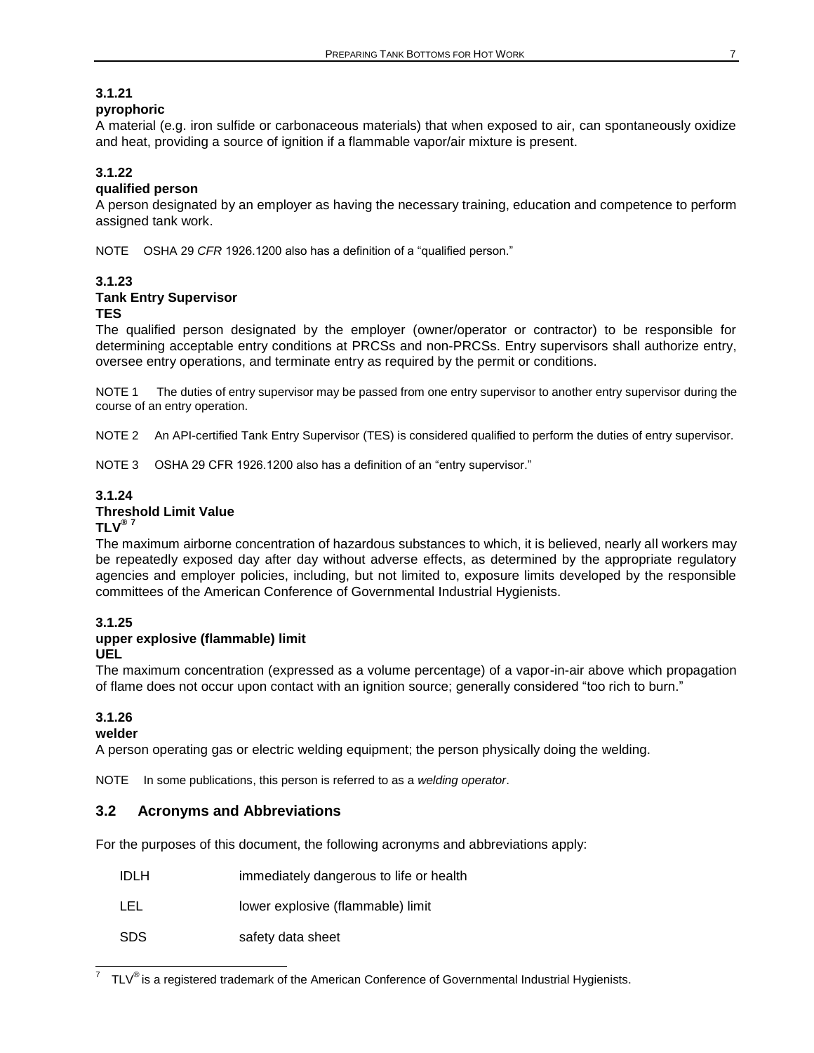### 3.1.21

**pyrophoric**

A material (e.g. iron sulfide or carbonaceous materials) that when exposed to air, can spontaneously oxidize and heat, providing a source of ignition if a flammable vapor/air mixture is present.

### 3.1.22

**qualified person**

A person designated by an employer as having the necessary training, education and competence to perform assigned tank work.

NOTE OSHA 29 *CFR* 1926.1200 also has a definition of a "qualified person."

### 3.1.23

**Tank Entry Supervisor**

**TES**

The qualified person designated by the employer (owner/operator or contractor) to be responsible for determining acceptable entry conditions at PRCSs and non-PRCSs. Entry supervisors shall authorize entry, oversee entry operations, and terminate entry as required by the permit or conditions.

NOTE 1 The duties of entry supervisor may be passed from one entry supervisor to another entry supervisor during the course of an entry operation.

NOTE 2 An API-certified Tank Entry Supervisor (TES) is considered qualified to perform the duties of entry supervisor.

NOTE 3 OSHA 29 CFR 1926.1200 also has a definition of an "entry supervisor."

### 3.1.24

**Threshold Limit Value**

**TLV® [7]**

The maximum airborne concentration of hazardous substances to which, it is believed, nearly all workers may be repeatedly exposed day after day without adverse effects, as determined by the appropriate regulatory agencies and employer policies, including, but not limited to, exposure limits developed by the responsible committees of the American Conference of Governmental Industrial Hygienists.

### 3.1.25

**upper explosive (flammable) limit**

**UEL**

The maximum concentration (expressed as a volume percentage) of a vapor-in-air above which propagation of flame does not occur upon contact with an ignition source; generally considered "too rich to burn."

### 3.1.26

**welder**

A person operating gas or electric welding equipment; the person physically doing the welding.

NOTE In some publications, this person is referred to as a *welding operator*.

## 3.2 Acronyms and Abbreviations

For the purposes of this document, the following acronyms and abbreviations apply:

| | |
|---|---|
| IDLH | immediately dangerous to life or health |
| LEL | lower explosive (flammable) limit |
| SDS | safety data sheet |

[7] TLV® is a registered trademark of the American Conference of Governmental Industrial Hygienists.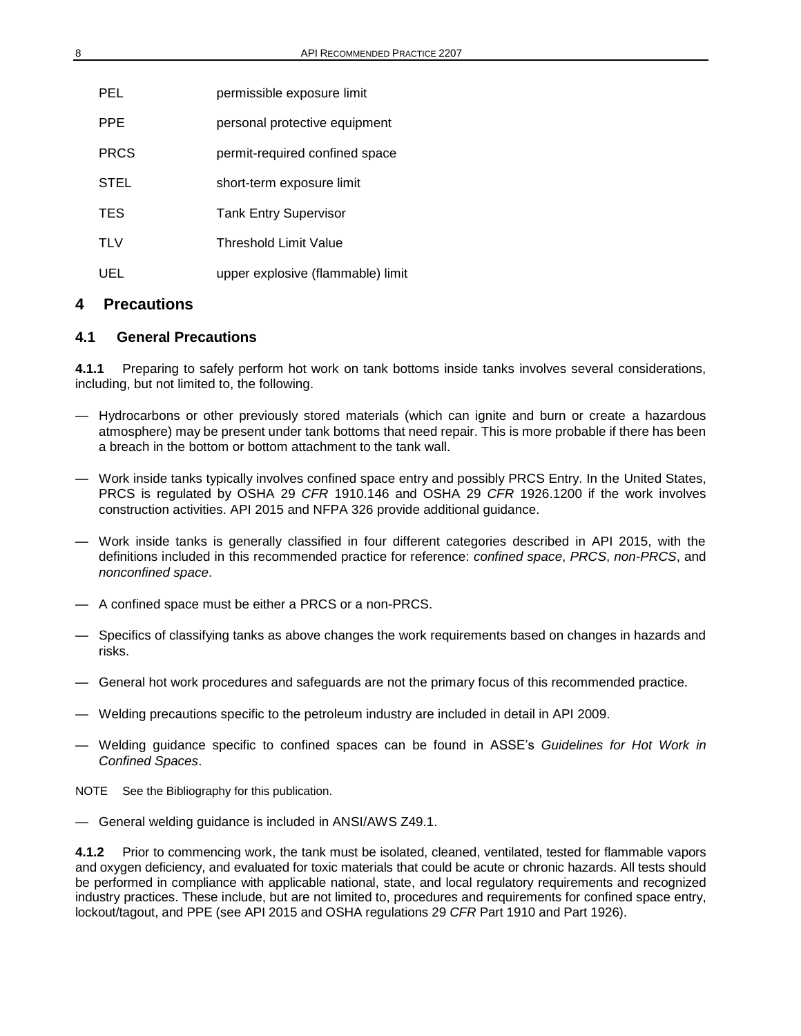| | |
|---|---|
| PEL | permissible exposure limit |
| PPE | personal protective equipment |
| PRCS | permit-required confined space |
| STEL | short-term exposure limit |
| TES | Tank Entry Supervisor |
| TLV | Threshold Limit Value |
| UEL | upper explosive (flammable) limit |

# 4 Precautions

## 4.1 General Precautions

**4.1.1** Preparing to safely perform hot work on tank bottoms inside tanks involves several considerations, including, but not limited to, the following.

— Hydrocarbons or other previously stored materials (which can ignite and burn or create a hazardous atmosphere) may be present under tank bottoms that need repair. This is more probable if there has been a breach in the bottom or bottom attachment to the tank wall.

— Work inside tanks typically involves confined space entry and possibly PRCS Entry. In the United States, PRCS is regulated by OSHA 29 *CFR* 1910.146 and OSHA 29 *CFR* 1926.1200 if the work involves construction activities. API 2015 and NFPA 326 provide additional guidance.

— Work inside tanks is generally classified in four different categories described in API 2015, with the definitions included in this recommended practice for reference: *confined space*, *PRCS*, *non-PRCS*, and *nonconfined space*.

— A confined space must be either a PRCS or a non-PRCS.

— Specifics of classifying tanks as above changes the work requirements based on changes in hazards and risks.

— General hot work procedures and safeguards are not the primary focus of this recommended practice.

— Welding precautions specific to the petroleum industry are included in detail in API 2009.

— Welding guidance specific to confined spaces can be found in ASSE's *Guidelines for Hot Work in Confined Spaces*.

NOTE See the Bibliography for this publication.

— General welding guidance is included in ANSI/AWS Z49.1.

**4.1.2** Prior to commencing work, the tank must be isolated, cleaned, ventilated, tested for flammable vapors and oxygen deficiency, and evaluated for toxic materials that could be acute or chronic hazards. All tests should be performed in compliance with applicable national, state, and local regulatory requirements and recognized industry practices. These include, but are not limited to, procedures and requirements for confined space entry, lockout/tagout, and PPE (see API 2015 and OSHA regulations 29 *CFR* Part 1910 and Part 1926).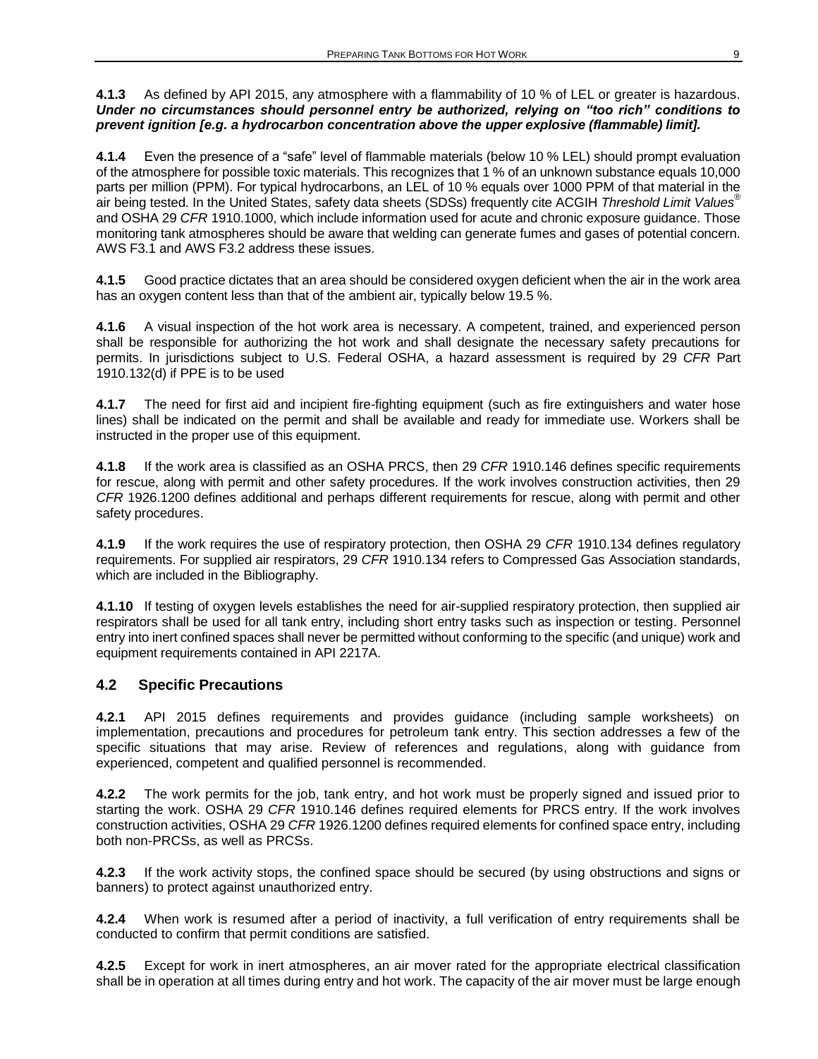**4.1.3** As defined by API 2015, any atmosphere with a flammability of 10 % of LEL or greater is hazardous. ***Under no circumstances should personnel entry be authorized, relying on "too rich" conditions to prevent ignition [e.g. a hydrocarbon concentration above the upper explosive (flammable) limit].***

**4.1.4** Even the presence of a "safe" level of flammable materials (below 10 % LEL) should prompt evaluation of the atmosphere for possible toxic materials. This recognizes that 1 % of an unknown substance equals 10,000 parts per million (PPM). For typical hydrocarbons, an LEL of 10 % equals over 1000 PPM of that material in the air being tested. In the United States, safety data sheets (SDSs) frequently cite ACGIH *Threshold Limit Values®* and OSHA 29 *CFR* 1910.1000, which include information used for acute and chronic exposure guidance. Those monitoring tank atmospheres should be aware that welding can generate fumes and gases of potential concern. AWS F3.1 and AWS F3.2 address these issues.

**4.1.5** Good practice dictates that an area should be considered oxygen deficient when the air in the work area has an oxygen content less than that of the ambient air, typically below 19.5 %.

**4.1.6** A visual inspection of the hot work area is necessary. A competent, trained, and experienced person shall be responsible for authorizing the hot work and shall designate the necessary safety precautions for permits. In jurisdictions subject to U.S. Federal OSHA, a hazard assessment is required by 29 *CFR* Part 1910.132(d) if PPE is to be used

**4.1.7** The need for first aid and incipient fire-fighting equipment (such as fire extinguishers and water hose lines) shall be indicated on the permit and shall be available and ready for immediate use. Workers shall be instructed in the proper use of this equipment.

**4.1.8** If the work area is classified as an OSHA PRCS, then 29 *CFR* 1910.146 defines specific requirements for rescue, along with permit and other safety procedures. If the work involves construction activities, then 29 *CFR* 1926.1200 defines additional and perhaps different requirements for rescue, along with permit and other safety procedures.

**4.1.9** If the work requires the use of respiratory protection, then OSHA 29 *CFR* 1910.134 defines regulatory requirements. For supplied air respirators, 29 *CFR* 1910.134 refers to Compressed Gas Association standards, which are included in the Bibliography.

**4.1.10** If testing of oxygen levels establishes the need for air-supplied respiratory protection, then supplied air respirators shall be used for all tank entry, including short entry tasks such as inspection or testing. Personnel entry into inert confined spaces shall never be permitted without conforming to the specific (and unique) work and equipment requirements contained in API 2217A.

## 4.2 Specific Precautions

**4.2.1** API 2015 defines requirements and provides guidance (including sample worksheets) on implementation, precautions and procedures for petroleum tank entry. This section addresses a few of the specific situations that may arise. Review of references and regulations, along with guidance from experienced, competent and qualified personnel is recommended.

**4.2.2** The work permits for the job, tank entry, and hot work must be properly signed and issued prior to starting the work. OSHA 29 *CFR* 1910.146 defines required elements for PRCS entry. If the work involves construction activities, OSHA 29 *CFR* 1926.1200 defines required elements for confined space entry, including both non-PRCSs, as well as PRCSs.

**4.2.3** If the work activity stops, the confined space should be secured (by using obstructions and signs or banners) to protect against unauthorized entry.

**4.2.4** When work is resumed after a period of inactivity, a full verification of entry requirements shall be conducted to confirm that permit conditions are satisfied.

**4.2.5** Except for work in inert atmospheres, an air mover rated for the appropriate electrical classification shall be in operation at all times during entry and hot work. The capacity of the air mover must be large enough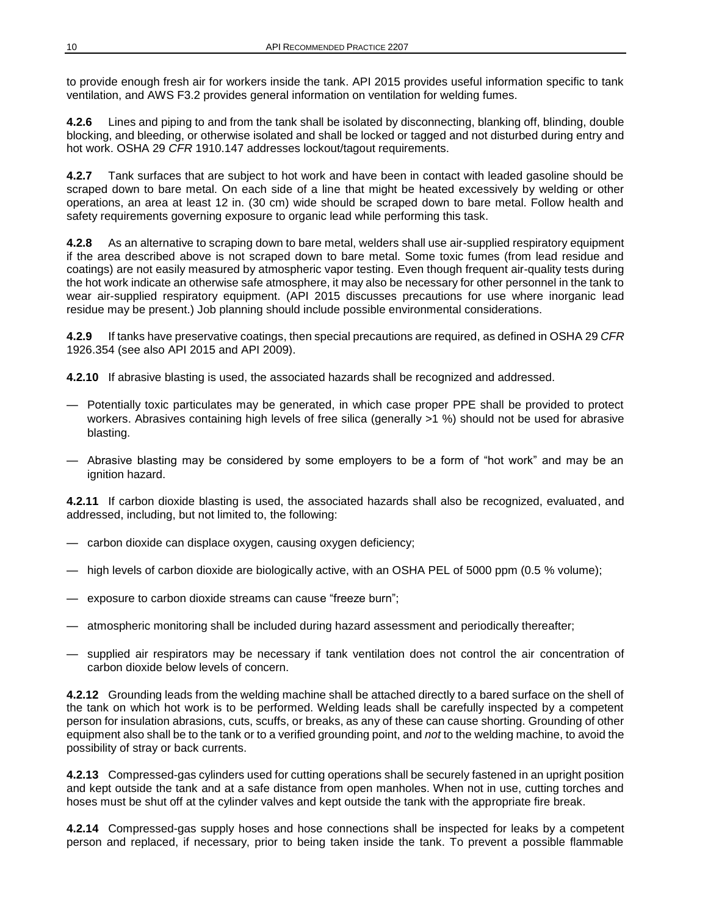to provide enough fresh air for workers inside the tank. API 2015 provides useful information specific to tank ventilation, and AWS F3.2 provides general information on ventilation for welding fumes.

**4.2.6** Lines and piping to and from the tank shall be isolated by disconnecting, blanking off, blinding, double blocking, and bleeding, or otherwise isolated and shall be locked or tagged and not disturbed during entry and hot work. OSHA 29 *CFR* 1910.147 addresses lockout/tagout requirements.

**4.2.7** Tank surfaces that are subject to hot work and have been in contact with leaded gasoline should be scraped down to bare metal. On each side of a line that might be heated excessively by welding or other operations, an area at least 12 in. (30 cm) wide should be scraped down to bare metal. Follow health and safety requirements governing exposure to organic lead while performing this task.

**4.2.8** As an alternative to scraping down to bare metal, welders shall use air-supplied respiratory equipment if the area described above is not scraped down to bare metal. Some toxic fumes (from lead residue and coatings) are not easily measured by atmospheric vapor testing. Even though frequent air-quality tests during the hot work indicate an otherwise safe atmosphere, it may also be necessary for other personnel in the tank to wear air-supplied respiratory equipment. (API 2015 discusses precautions for use where inorganic lead residue may be present.) Job planning should include possible environmental considerations.

**4.2.9** If tanks have preservative coatings, then special precautions are required, as defined in OSHA 29 *CFR* 1926.354 (see also API 2015 and API 2009).

**4.2.10** If abrasive blasting is used, the associated hazards shall be recognized and addressed.

- Potentially toxic particulates may be generated, in which case proper PPE shall be provided to protect workers. Abrasives containing high levels of free silica (generally >1 %) should not be used for abrasive blasting.
- Abrasive blasting may be considered by some employers to be a form of "hot work" and may be an ignition hazard.

**4.2.11** If carbon dioxide blasting is used, the associated hazards shall also be recognized, evaluated, and addressed, including, but not limited to, the following:

- carbon dioxide can displace oxygen, causing oxygen deficiency;
- high levels of carbon dioxide are biologically active, with an OSHA PEL of 5000 ppm (0.5 % volume);
- exposure to carbon dioxide streams can cause "freeze burn";
- atmospheric monitoring shall be included during hazard assessment and periodically thereafter;
- supplied air respirators may be necessary if tank ventilation does not control the air concentration of carbon dioxide below levels of concern.

**4.2.12** Grounding leads from the welding machine shall be attached directly to a bared surface on the shell of the tank on which hot work is to be performed. Welding leads shall be carefully inspected by a competent person for insulation abrasions, cuts, scuffs, or breaks, as any of these can cause shorting. Grounding of other equipment also shall be to the tank or to a verified grounding point, and *not* to the welding machine, to avoid the possibility of stray or back currents.

**4.2.13** Compressed-gas cylinders used for cutting operations shall be securely fastened in an upright position and kept outside the tank and at a safe distance from open manholes. When not in use, cutting torches and hoses must be shut off at the cylinder valves and kept outside the tank with the appropriate fire break.

**4.2.14** Compressed-gas supply hoses and hose connections shall be inspected for leaks by a competent person and replaced, if necessary, prior to being taken inside the tank. To prevent a possible flammable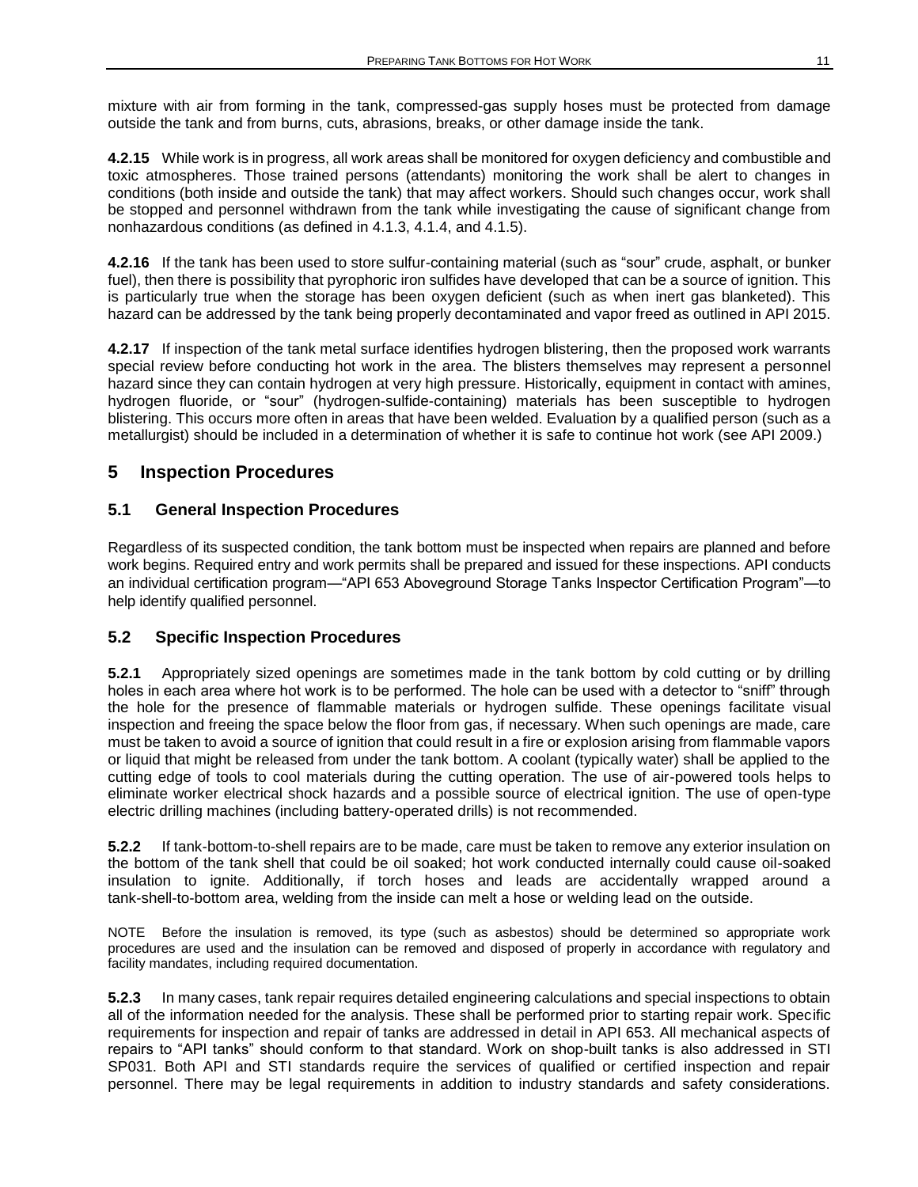mixture with air from forming in the tank, compressed-gas supply hoses must be protected from damage outside the tank and from burns, cuts, abrasions, breaks, or other damage inside the tank.

**4.2.15** While work is in progress, all work areas shall be monitored for oxygen deficiency and combustible and toxic atmospheres. Those trained persons (attendants) monitoring the work shall be alert to changes in conditions (both inside and outside the tank) that may affect workers. Should such changes occur, work shall be stopped and personnel withdrawn from the tank while investigating the cause of significant change from nonhazardous conditions (as defined in 4.1.3, 4.1.4, and 4.1.5).

**4.2.16** If the tank has been used to store sulfur-containing material (such as "sour" crude, asphalt, or bunker fuel), then there is possibility that pyrophoric iron sulfides have developed that can be a source of ignition. This is particularly true when the storage has been oxygen deficient (such as when inert gas blanketed). This hazard can be addressed by the tank being properly decontaminated and vapor freed as outlined in API 2015.

**4.2.17** If inspection of the tank metal surface identifies hydrogen blistering, then the proposed work warrants special review before conducting hot work in the area. The blisters themselves may represent a personnel hazard since they can contain hydrogen at very high pressure. Historically, equipment in contact with amines, hydrogen fluoride, or "sour" (hydrogen-sulfide-containing) materials has been susceptible to hydrogen blistering. This occurs more often in areas that have been welded. Evaluation by a qualified person (such as a metallurgist) should be included in a determination of whether it is safe to continue hot work (see API 2009.)

## 5 Inspection Procedures

### 5.1 General Inspection Procedures

Regardless of its suspected condition, the tank bottom must be inspected when repairs are planned and before work begins. Required entry and work permits shall be prepared and issued for these inspections. API conducts an individual certification program—"API 653 Aboveground Storage Tanks Inspector Certification Program"—to help identify qualified personnel.

### 5.2 Specific Inspection Procedures

**5.2.1** Appropriately sized openings are sometimes made in the tank bottom by cold cutting or by drilling holes in each area where hot work is to be performed. The hole can be used with a detector to "sniff" through the hole for the presence of flammable materials or hydrogen sulfide. These openings facilitate visual inspection and freeing the space below the floor from gas, if necessary. When such openings are made, care must be taken to avoid a source of ignition that could result in a fire or explosion arising from flammable vapors or liquid that might be released from under the tank bottom. A coolant (typically water) shall be applied to the cutting edge of tools to cool materials during the cutting operation. The use of air-powered tools helps to eliminate worker electrical shock hazards and a possible source of electrical ignition. The use of open-type electric drilling machines (including battery-operated drills) is not recommended.

**5.2.2** If tank-bottom-to-shell repairs are to be made, care must be taken to remove any exterior insulation on the bottom of the tank shell that could be oil soaked; hot work conducted internally could cause oil-soaked insulation to ignite. Additionally, if torch hoses and leads are accidentally wrapped around a tank-shell-to-bottom area, welding from the inside can melt a hose or welding lead on the outside.

NOTE Before the insulation is removed, its type (such as asbestos) should be determined so appropriate work procedures are used and the insulation can be removed and disposed of properly in accordance with regulatory and facility mandates, including required documentation.

**5.2.3** In many cases, tank repair requires detailed engineering calculations and special inspections to obtain all of the information needed for the analysis. These shall be performed prior to starting repair work. Specific requirements for inspection and repair of tanks are addressed in detail in API 653. All mechanical aspects of repairs to "API tanks" should conform to that standard. Work on shop-built tanks is also addressed in STI SP031. Both API and STI standards require the services of qualified or certified inspection and repair personnel. There may be legal requirements in addition to industry standards and safety considerations.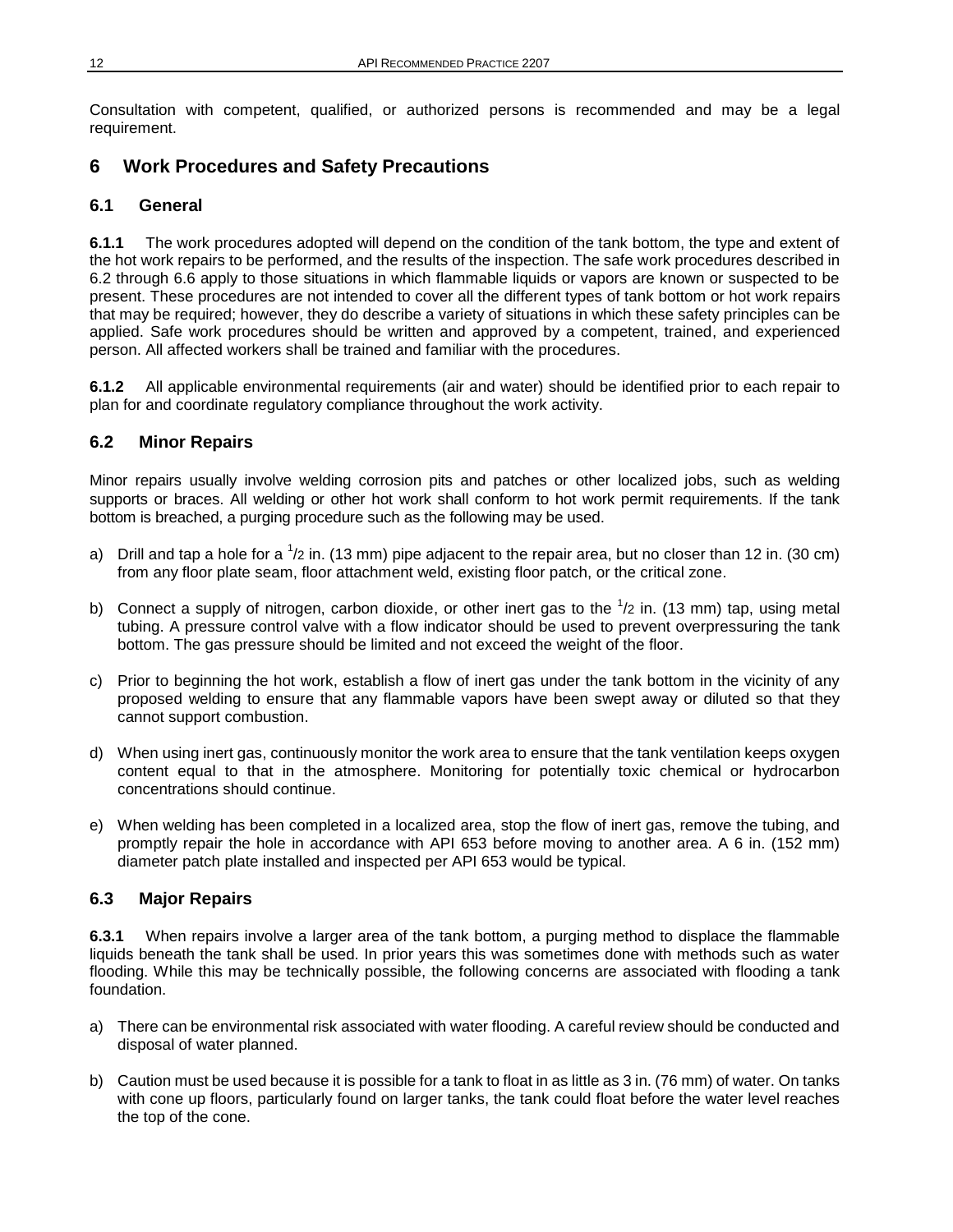Consultation with competent, qualified, or authorized persons is recommended and may be a legal requirement.

## 6 Work Procedures and Safety Precautions

### 6.1 General

**6.1.1** The work procedures adopted will depend on the condition of the tank bottom, the type and extent of the hot work repairs to be performed, and the results of the inspection. The safe work procedures described in 6.2 through 6.6 apply to those situations in which flammable liquids or vapors are known or suspected to be present. These procedures are not intended to cover all the different types of tank bottom or hot work repairs that may be required; however, they do describe a variety of situations in which these safety principles can be applied. Safe work procedures should be written and approved by a competent, trained, and experienced person. All affected workers shall be trained and familiar with the procedures.

**6.1.2** All applicable environmental requirements (air and water) should be identified prior to each repair to plan for and coordinate regulatory compliance throughout the work activity.

### 6.2 Minor Repairs

Minor repairs usually involve welding corrosion pits and patches or other localized jobs, such as welding supports or braces. All welding or other hot work shall conform to hot work permit requirements. If the tank bottom is breached, a purging procedure such as the following may be used.

a) Drill and tap a hole for a $^{1}/_{2}$ in. (13 mm) pipe adjacent to the repair area, but no closer than 12 in. (30 cm) from any floor plate seam, floor attachment weld, existing floor patch, or the critical zone.

b) Connect a supply of nitrogen, carbon dioxide, or other inert gas to the $^{1}/_{2}$ in. (13 mm) tap, using metal tubing. A pressure control valve with a flow indicator should be used to prevent overpressuring the tank bottom. The gas pressure should be limited and not exceed the weight of the floor.

c) Prior to beginning the hot work, establish a flow of inert gas under the tank bottom in the vicinity of any proposed welding to ensure that any flammable vapors have been swept away or diluted so that they cannot support combustion.

d) When using inert gas, continuously monitor the work area to ensure that the tank ventilation keeps oxygen content equal to that in the atmosphere. Monitoring for potentially toxic chemical or hydrocarbon concentrations should continue.

e) When welding has been completed in a localized area, stop the flow of inert gas, remove the tubing, and promptly repair the hole in accordance with API 653 before moving to another area. A 6 in. (152 mm) diameter patch plate installed and inspected per API 653 would be typical.

### 6.3 Major Repairs

**6.3.1** When repairs involve a larger area of the tank bottom, a purging method to displace the flammable liquids beneath the tank shall be used. In prior years this was sometimes done with methods such as water flooding. While this may be technically possible, the following concerns are associated with flooding a tank foundation.

a) There can be environmental risk associated with water flooding. A careful review should be conducted and disposal of water planned.

b) Caution must be used because it is possible for a tank to float in as little as 3 in. (76 mm) of water. On tanks with cone up floors, particularly found on larger tanks, the tank could float before the water level reaches the top of the cone.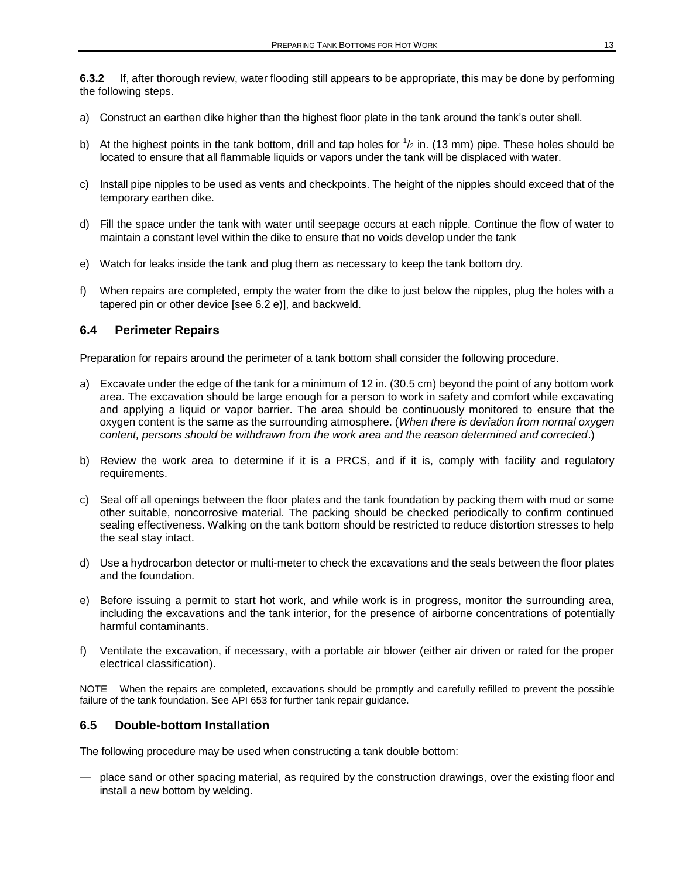**6.3.2** If, after thorough review, water flooding still appears to be appropriate, this may be done by performing the following steps.

a) Construct an earthen dike higher than the highest floor plate in the tank around the tank's outer shell.

b) At the highest points in the tank bottom, drill and tap holes for $^{1}/_{2}$ in. (13 mm) pipe. These holes should be located to ensure that all flammable liquids or vapors under the tank will be displaced with water.

c) Install pipe nipples to be used as vents and checkpoints. The height of the nipples should exceed that of the temporary earthen dike.

d) Fill the space under the tank with water until seepage occurs at each nipple. Continue the flow of water to maintain a constant level within the dike to ensure that no voids develop under the tank

e) Watch for leaks inside the tank and plug them as necessary to keep the tank bottom dry.

f) When repairs are completed, empty the water from the dike to just below the nipples, plug the holes with a tapered pin or other device [see 6.2 e)], and backweld.

## 6.4 Perimeter Repairs

Preparation for repairs around the perimeter of a tank bottom shall consider the following procedure.

a) Excavate under the edge of the tank for a minimum of 12 in. (30.5 cm) beyond the point of any bottom work area. The excavation should be large enough for a person to work in safety and comfort while excavating and applying a liquid or vapor barrier. The area should be continuously monitored to ensure that the oxygen content is the same as the surrounding atmosphere. (*When there is deviation from normal oxygen content, persons should be withdrawn from the work area and the reason determined and corrected*.)

b) Review the work area to determine if it is a PRCS, and if it is, comply with facility and regulatory requirements.

c) Seal off all openings between the floor plates and the tank foundation by packing them with mud or some other suitable, noncorrosive material. The packing should be checked periodically to confirm continued sealing effectiveness. Walking on the tank bottom should be restricted to reduce distortion stresses to help the seal stay intact.

d) Use a hydrocarbon detector or multi-meter to check the excavations and the seals between the floor plates and the foundation.

e) Before issuing a permit to start hot work, and while work is in progress, monitor the surrounding area, including the excavations and the tank interior, for the presence of airborne concentrations of potentially harmful contaminants.

f) Ventilate the excavation, if necessary, with a portable air blower (either air driven or rated for the proper electrical classification).

NOTE When the repairs are completed, excavations should be promptly and carefully refilled to prevent the possible failure of the tank foundation. See API 653 for further tank repair guidance.

## 6.5 Double-bottom Installation

The following procedure may be used when constructing a tank double bottom:

— place sand or other spacing material, as required by the construction drawings, over the existing floor and install a new bottom by welding.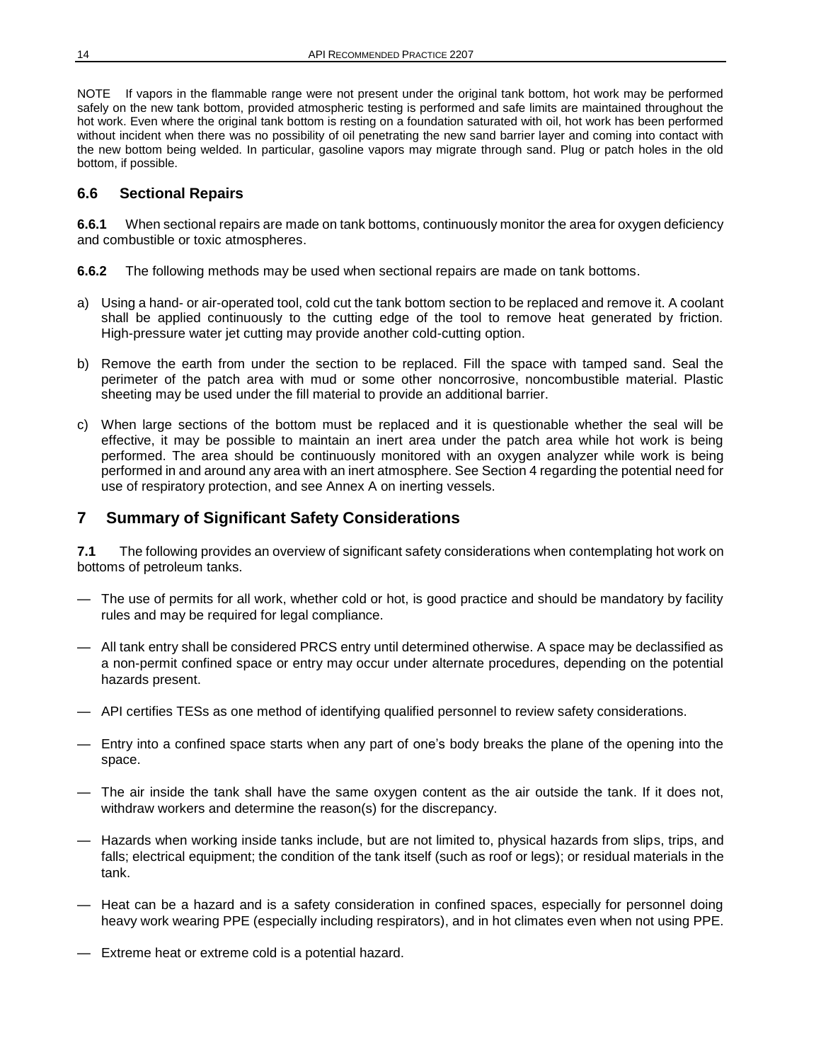NOTE If vapors in the flammable range were not present under the original tank bottom, hot work may be performed safely on the new tank bottom, provided atmospheric testing is performed and safe limits are maintained throughout the hot work. Even where the original tank bottom is resting on a foundation saturated with oil, hot work has been performed without incident when there was no possibility of oil penetrating the new sand barrier layer and coming into contact with the new bottom being welded. In particular, gasoline vapors may migrate through sand. Plug or patch holes in the old bottom, if possible.

### 6.6 Sectional Repairs

**6.6.1** When sectional repairs are made on tank bottoms, continuously monitor the area for oxygen deficiency and combustible or toxic atmospheres.

**6.6.2** The following methods may be used when sectional repairs are made on tank bottoms.

a) Using a hand- or air-operated tool, cold cut the tank bottom section to be replaced and remove it. A coolant shall be applied continuously to the cutting edge of the tool to remove heat generated by friction. High-pressure water jet cutting may provide another cold-cutting option.

b) Remove the earth from under the section to be replaced. Fill the space with tamped sand. Seal the perimeter of the patch area with mud or some other noncorrosive, noncombustible material. Plastic sheeting may be used under the fill material to provide an additional barrier.

c) When large sections of the bottom must be replaced and it is questionable whether the seal will be effective, it may be possible to maintain an inert area under the patch area while hot work is being performed. The area should be continuously monitored with an oxygen analyzer while work is being performed in and around any area with an inert atmosphere. See Section 4 regarding the potential need for use of respiratory protection, and see Annex A on inerting vessels.

## 7 Summary of Significant Safety Considerations

**7.1** The following provides an overview of significant safety considerations when contemplating hot work on bottoms of petroleum tanks.

— The use of permits for all work, whether cold or hot, is good practice and should be mandatory by facility rules and may be required for legal compliance.

— All tank entry shall be considered PRCS entry until determined otherwise. A space may be declassified as a non-permit confined space or entry may occur under alternate procedures, depending on the potential hazards present.

— API certifies TESs as one method of identifying qualified personnel to review safety considerations.

— Entry into a confined space starts when any part of one's body breaks the plane of the opening into the space.

— The air inside the tank shall have the same oxygen content as the air outside the tank. If it does not, withdraw workers and determine the reason(s) for the discrepancy.

— Hazards when working inside tanks include, but are not limited to, physical hazards from slips, trips, and falls; electrical equipment; the condition of the tank itself (such as roof or legs); or residual materials in the tank.

— Heat can be a hazard and is a safety consideration in confined spaces, especially for personnel doing heavy work wearing PPE (especially including respirators), and in hot climates even when not using PPE.

— Extreme heat or extreme cold is a potential hazard.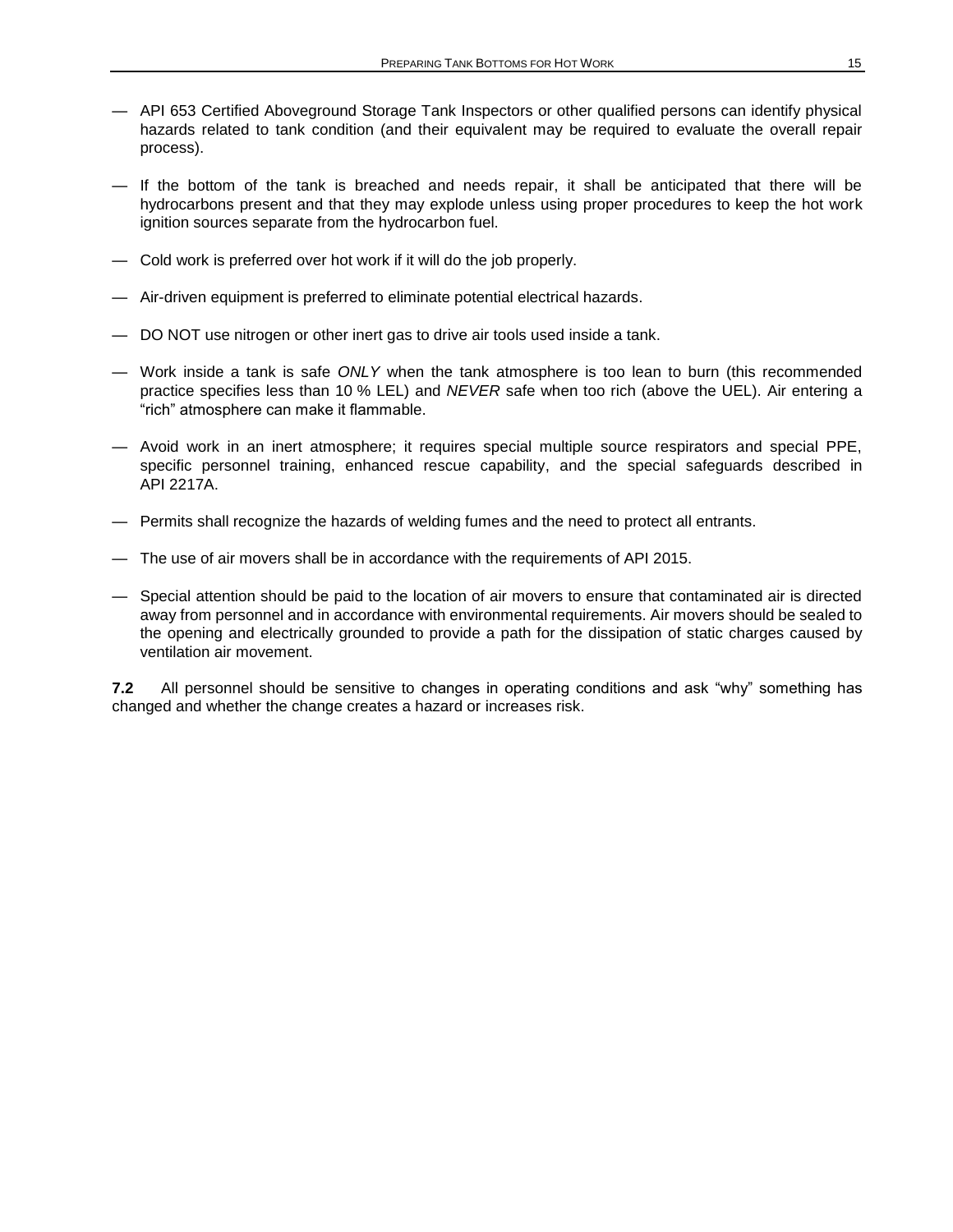— API 653 Certified Aboveground Storage Tank Inspectors or other qualified persons can identify physical hazards related to tank condition (and their equivalent may be required to evaluate the overall repair process).

— If the bottom of the tank is breached and needs repair, it shall be anticipated that there will be hydrocarbons present and that they may explode unless using proper procedures to keep the hot work ignition sources separate from the hydrocarbon fuel.

— Cold work is preferred over hot work if it will do the job properly.

— Air-driven equipment is preferred to eliminate potential electrical hazards.

— DO NOT use nitrogen or other inert gas to drive air tools used inside a tank.

— Work inside a tank is safe *ONLY* when the tank atmosphere is too lean to burn (this recommended practice specifies less than 10 % LEL) and *NEVER* safe when too rich (above the UEL). Air entering a "rich" atmosphere can make it flammable.

— Avoid work in an inert atmosphere; it requires special multiple source respirators and special PPE, specific personnel training, enhanced rescue capability, and the special safeguards described in API 2217A.

— Permits shall recognize the hazards of welding fumes and the need to protect all entrants.

— The use of air movers shall be in accordance with the requirements of API 2015.

— Special attention should be paid to the location of air movers to ensure that contaminated air is directed away from personnel and in accordance with environmental requirements. Air movers should be sealed to the opening and electrically grounded to provide a path for the dissipation of static charges caused by ventilation air movement.

**7.2** All personnel should be sensitive to changes in operating conditions and ask "why" something has changed and whether the change creates a hazard or increases risk.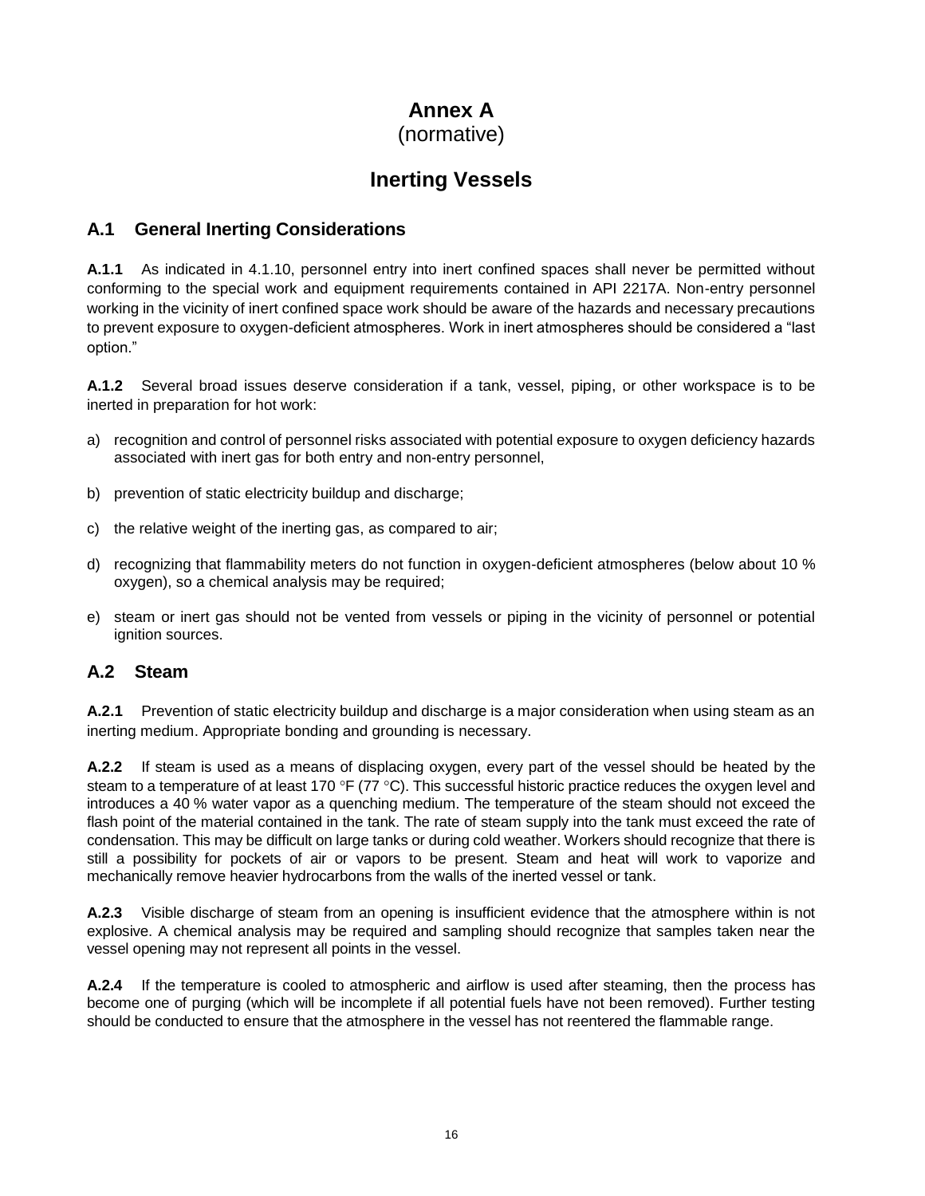# Annex A
(normative)

# Inerting Vessels

## A.1 General Inerting Considerations

**A.1.1** As indicated in 4.1.10, personnel entry into inert confined spaces shall never be permitted without conforming to the special work and equipment requirements contained in API 2217A. Non-entry personnel working in the vicinity of inert confined space work should be aware of the hazards and necessary precautions to prevent exposure to oxygen-deficient atmospheres. Work in inert atmospheres should be considered a "last option."

**A.1.2** Several broad issues deserve consideration if a tank, vessel, piping, or other workspace is to be inerted in preparation for hot work:

a) recognition and control of personnel risks associated with potential exposure to oxygen deficiency hazards associated with inert gas for both entry and non-entry personnel,

b) prevention of static electricity buildup and discharge;

c) the relative weight of the inerting gas, as compared to air;

d) recognizing that flammability meters do not function in oxygen-deficient atmospheres (below about 10 % oxygen), so a chemical analysis may be required;

e) steam or inert gas should not be vented from vessels or piping in the vicinity of personnel or potential ignition sources.

## A.2 Steam

**A.2.1** Prevention of static electricity buildup and discharge is a major consideration when using steam as an inerting medium. Appropriate bonding and grounding is necessary.

**A.2.2** If steam is used as a means of displacing oxygen, every part of the vessel should be heated by the steam to a temperature of at least 170 °F (77 °C). This successful historic practice reduces the oxygen level and introduces a 40 % water vapor as a quenching medium. The temperature of the steam should not exceed the flash point of the material contained in the tank. The rate of steam supply into the tank must exceed the rate of condensation. This may be difficult on large tanks or during cold weather. Workers should recognize that there is still a possibility for pockets of air or vapors to be present. Steam and heat will work to vaporize and mechanically remove heavier hydrocarbons from the walls of the inerted vessel or tank.

**A.2.3** Visible discharge of steam from an opening is insufficient evidence that the atmosphere within is not explosive. A chemical analysis may be required and sampling should recognize that samples taken near the vessel opening may not represent all points in the vessel.

**A.2.4** If the temperature is cooled to atmospheric and airflow is used after steaming, then the process has become one of purging (which will be incomplete if all potential fuels have not been removed). Further testing should be conducted to ensure that the atmosphere in the vessel has not reentered the flammable range.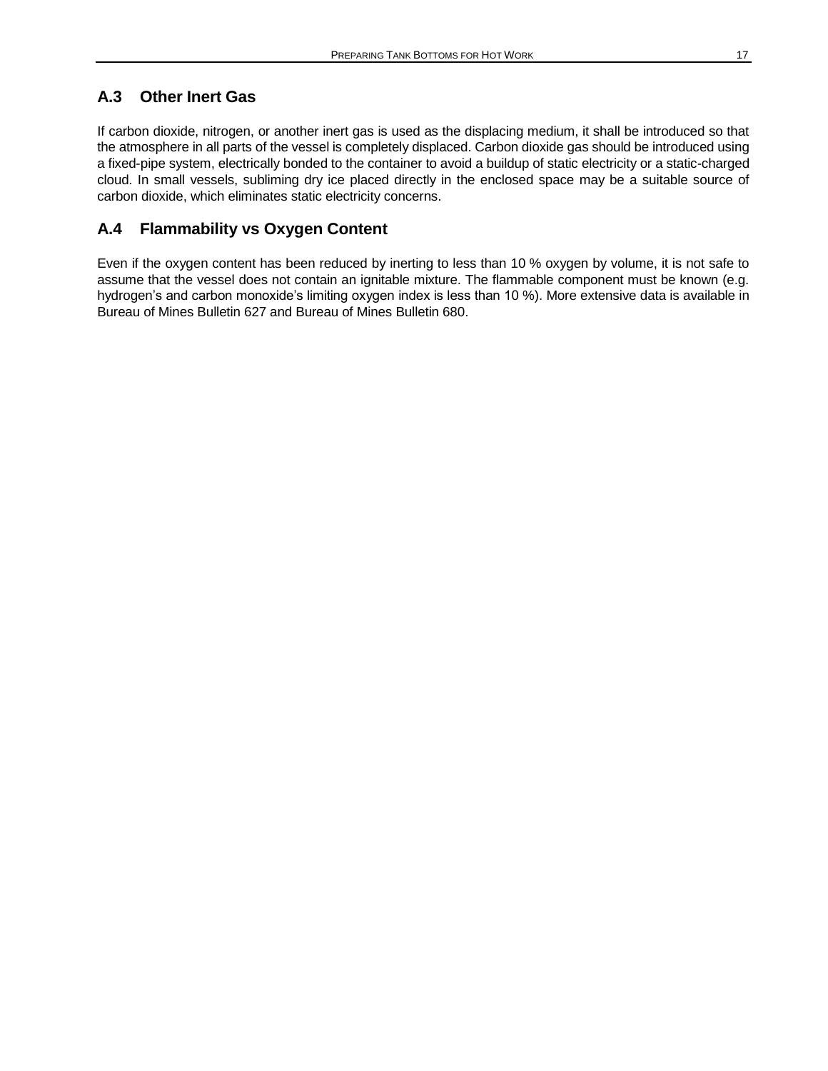## A.3 Other Inert Gas

If carbon dioxide, nitrogen, or another inert gas is used as the displacing medium, it shall be introduced so that the atmosphere in all parts of the vessel is completely displaced. Carbon dioxide gas should be introduced using a fixed-pipe system, electrically bonded to the container to avoid a buildup of static electricity or a static-charged cloud. In small vessels, subliming dry ice placed directly in the enclosed space may be a suitable source of carbon dioxide, which eliminates static electricity concerns.

## A.4 Flammability vs Oxygen Content

Even if the oxygen content has been reduced by inerting to less than 10 % oxygen by volume, it is not safe to assume that the vessel does not contain an ignitable mixture. The flammable component must be known (e.g. hydrogen's and carbon monoxide's limiting oxygen index is less than 10 %). More extensive data is available in Bureau of Mines Bulletin 627 and Bureau of Mines Bulletin 680.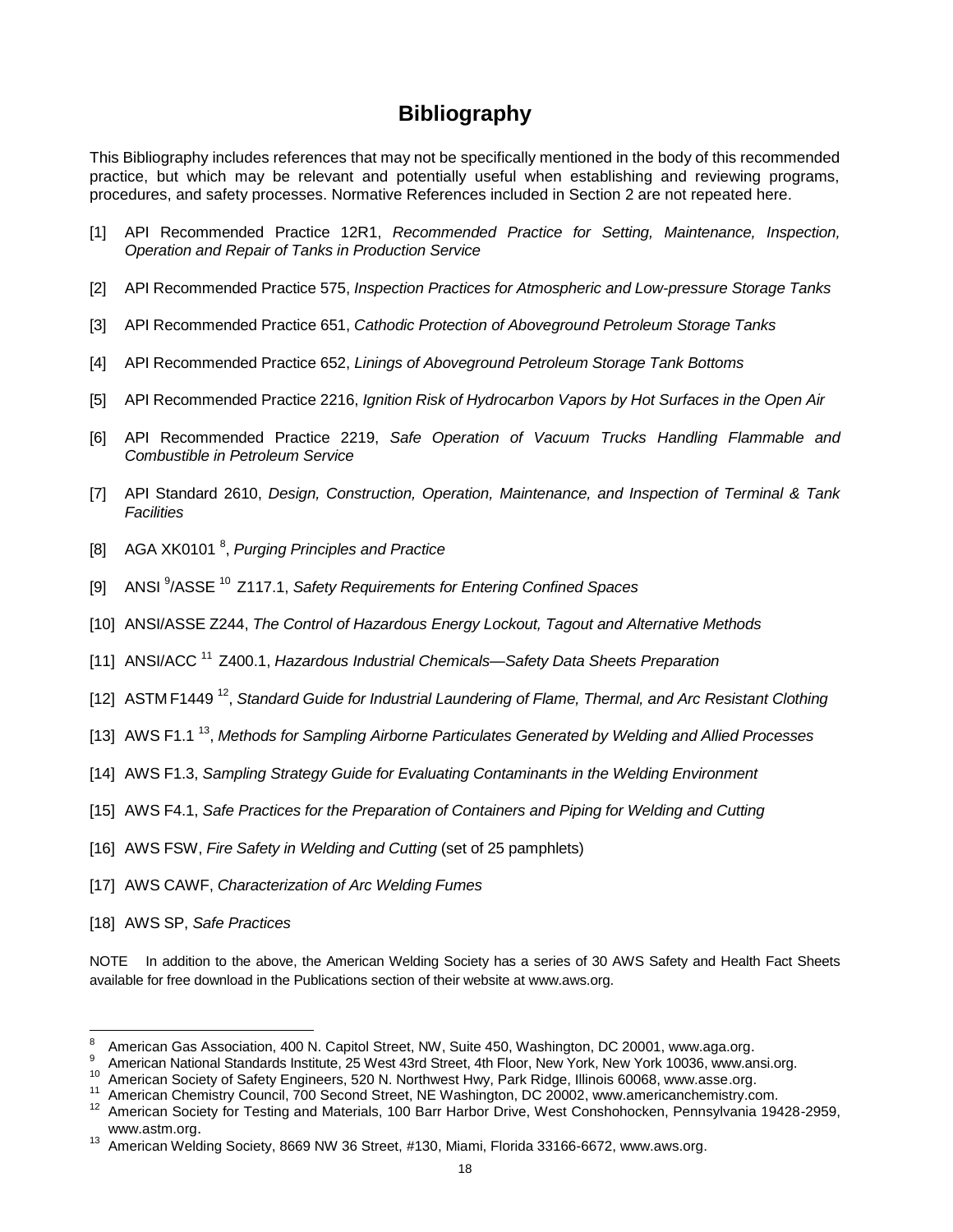# Bibliography

This Bibliography includes references that may not be specifically mentioned in the body of this recommended practice, but which may be relevant and potentially useful when establishing and reviewing programs, procedures, and safety processes. Normative References included in Section 2 are not repeated here.

[1] API Recommended Practice 12R1, *Recommended Practice for Setting, Maintenance, Inspection, Operation and Repair of Tanks in Production Service*

[2] API Recommended Practice 575, *Inspection Practices for Atmospheric and Low-pressure Storage Tanks*

[3] API Recommended Practice 651, *Cathodic Protection of Aboveground Petroleum Storage Tanks*

[4] API Recommended Practice 652, *Linings of Aboveground Petroleum Storage Tank Bottoms*

[5] API Recommended Practice 2216, *Ignition Risk of Hydrocarbon Vapors by Hot Surfaces in the Open Air*

[6] API Recommended Practice 2219, *Safe Operation of Vacuum Trucks Handling Flammable and Combustible in Petroleum Service*

[7] API Standard 2610, *Design, Construction, Operation, Maintenance, and Inspection of Terminal & Tank Facilities*

[8] AGA XK0101 [8], *Purging Principles and Practice*

[9] ANSI [9]/ASSE [10] Z117.1, *Safety Requirements for Entering Confined Spaces*

[10] ANSI/ASSE Z244, *The Control of Hazardous Energy Lockout, Tagout and Alternative Methods*

[11] ANSI/ACC [11] Z400.1, *Hazardous Industrial Chemicals—Safety Data Sheets Preparation*

[12] ASTM F1449 [12], *Standard Guide for Industrial Laundering of Flame, Thermal, and Arc Resistant Clothing*

[13] AWS F1.1 [13], *Methods for Sampling Airborne Particulates Generated by Welding and Allied Processes*

[14] AWS F1.3, *Sampling Strategy Guide for Evaluating Contaminants in the Welding Environment*

[15] AWS F4.1, *Safe Practices for the Preparation of Containers and Piping for Welding and Cutting*

[16] AWS FSW, *Fire Safety in Welding and Cutting* (set of 25 pamphlets)

[17] AWS CAWF, *Characterization of Arc Welding Fumes*

[18] AWS SP, *Safe Practices*

NOTE In addition to the above, the American Welding Society has a series of 30 AWS Safety and Health Fact Sheets available for free download in the Publications section of their website at www.aws.org.

---

[8] American Gas Association, 400 N. Capitol Street, NW, Suite 450, Washington, DC 20001, www.aga.org.

[9] American National Standards Institute, 25 West 43rd Street, 4th Floor, New York, New York 10036, www.ansi.org.

[10] American Society of Safety Engineers, 520 N. Northwest Hwy, Park Ridge, Illinois 60068, www.asse.org.

[11] American Chemistry Council, 700 Second Street, NE Washington, DC 20002, www.americanchemistry.com.

[12] American Society for Testing and Materials, 100 Barr Harbor Drive, West Conshohocken, Pennsylvania 19428-2959, www.astm.org.

[13] American Welding Society, 8669 NW 36 Street, #130, Miami, Florida 33166-6672, www.aws.org.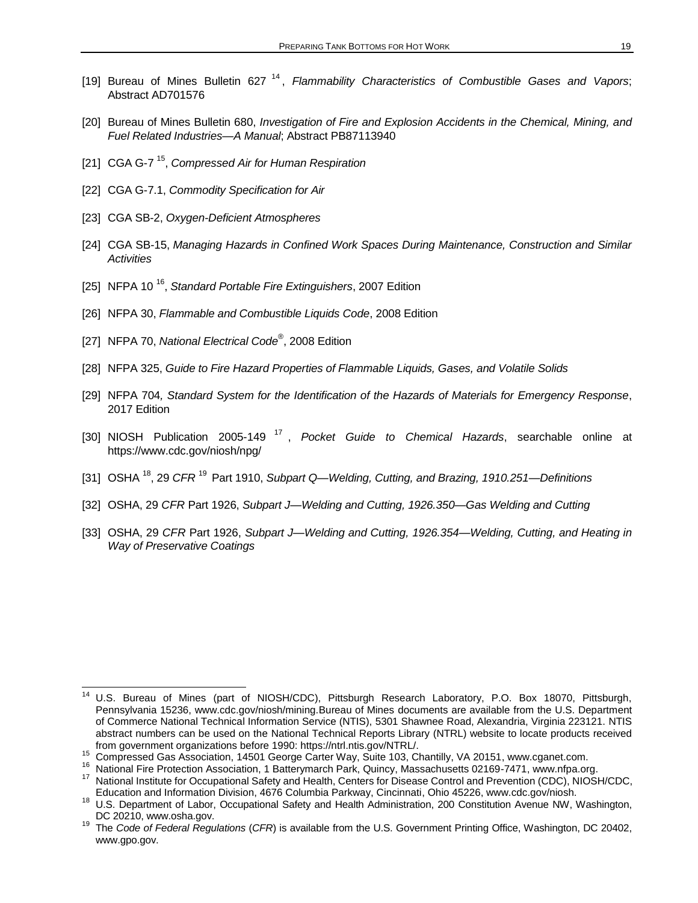[19] Bureau of Mines Bulletin 627 [14], *Flammability Characteristics of Combustible Gases and Vapors*; Abstract AD701576

[20] Bureau of Mines Bulletin 680, *Investigation of Fire and Explosion Accidents in the Chemical, Mining, and Fuel Related Industries—A Manual*; Abstract PB87113940

[21] CGA G-7 [15], *Compressed Air for Human Respiration*

[22] CGA G-7.1, *Commodity Specification for Air*

[23] CGA SB-2, *Oxygen-Deficient Atmospheres*

[24] CGA SB-15, *Managing Hazards in Confined Work Spaces During Maintenance, Construction and Similar Activities*

[25] NFPA 10 [16], *Standard Portable Fire Extinguishers*, 2007 Edition

[26] NFPA 30, *Flammable and Combustible Liquids Code*, 2008 Edition

[27] NFPA 70, *National Electrical Code®*, 2008 Edition

[28] NFPA 325, *Guide to Fire Hazard Properties of Flammable Liquids, Gases, and Volatile Solids*

[29] NFPA 704*, Standard System for the Identification of the Hazards of Materials for Emergency Response*, 2017 Edition

[30] NIOSH Publication 2005-149 [17], *Pocket Guide to Chemical Hazards*, searchable online at https://www.cdc.gov/niosh/npg/

[31] OSHA [18], 29 *CFR* [19] Part 1910, *Subpart Q—Welding, Cutting, and Brazing, 1910.251—Definitions*

[32] OSHA, 29 *CFR* Part 1926, *Subpart J—Welding and Cutting, 1926.350—Gas Welding and Cutting*

[33] OSHA, 29 *CFR* Part 1926, *Subpart J—Welding and Cutting, 1926.354—Welding, Cutting, and Heating in Way of Preservative Coatings*

---

[14] U.S. Bureau of Mines (part of NIOSH/CDC), Pittsburgh Research Laboratory, P.O. Box 18070, Pittsburgh, Pennsylvania 15236, www.cdc.gov/niosh/mining.Bureau of Mines documents are available from the U.S. Department of Commerce National Technical Information Service (NTIS), 5301 Shawnee Road, Alexandria, Virginia 223121. NTIS abstract numbers can be used on the National Technical Reports Library (NTRL) website to locate products received from government organizations before 1990: https://ntrl.ntis.gov/NTRL/.

[15] Compressed Gas Association, 14501 George Carter Way, Suite 103, Chantilly, VA 20151, www.cganet.com.

[16] National Fire Protection Association, 1 Batterymarch Park, Quincy, Massachusetts 02169-7471, www.nfpa.org.

[17] National Institute for Occupational Safety and Health, Centers for Disease Control and Prevention (CDC), NIOSH/CDC, Education and Information Division, 4676 Columbia Parkway, Cincinnati, Ohio 45226, www.cdc.gov/niosh.

[18] U.S. Department of Labor, Occupational Safety and Health Administration, 200 Constitution Avenue NW, Washington, DC 20210, www.osha.gov.

[19] The *Code of Federal Regulations* (*CFR*) is available from the U.S. Government Printing Office, Washington, DC 20402, www.gpo.gov.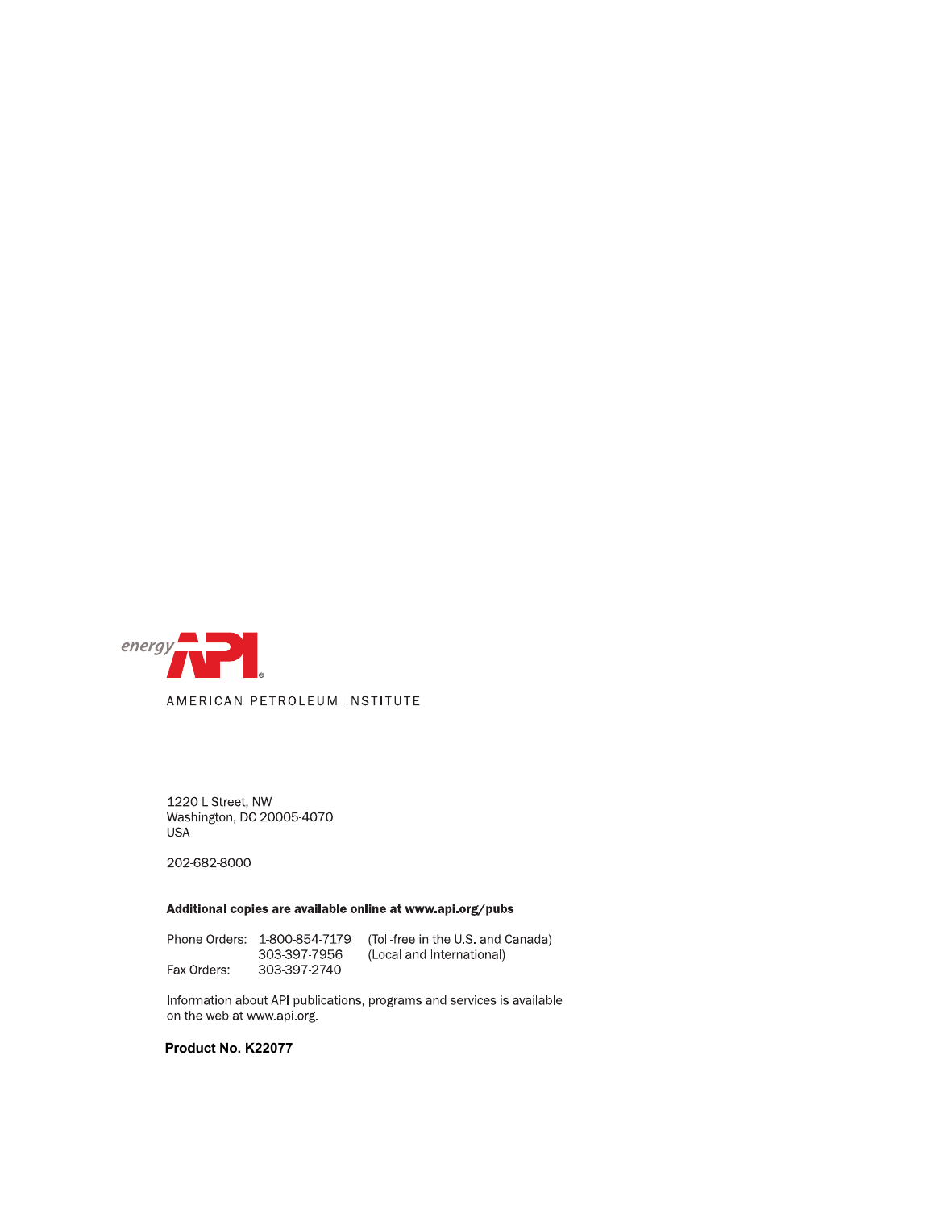energy API®

AMERICAN PETROLEUM INSTITUTE

1220 L Street, NW
Washington, DC 20005-4070
USA

202-682-8000

**Additional copies are available online at www.api.org/pubs**

| | | |
|---|---|---|
| Phone Orders: | 1-800-854-7179 | (Toll-free in the U.S. and Canada) |
| | 303-397-7956 | (Local and International) |
| Fax Orders: | 303-397-2740 | |

Information about API publications, programs and services is available on the web at www.api.org.

**Product No. K22077**